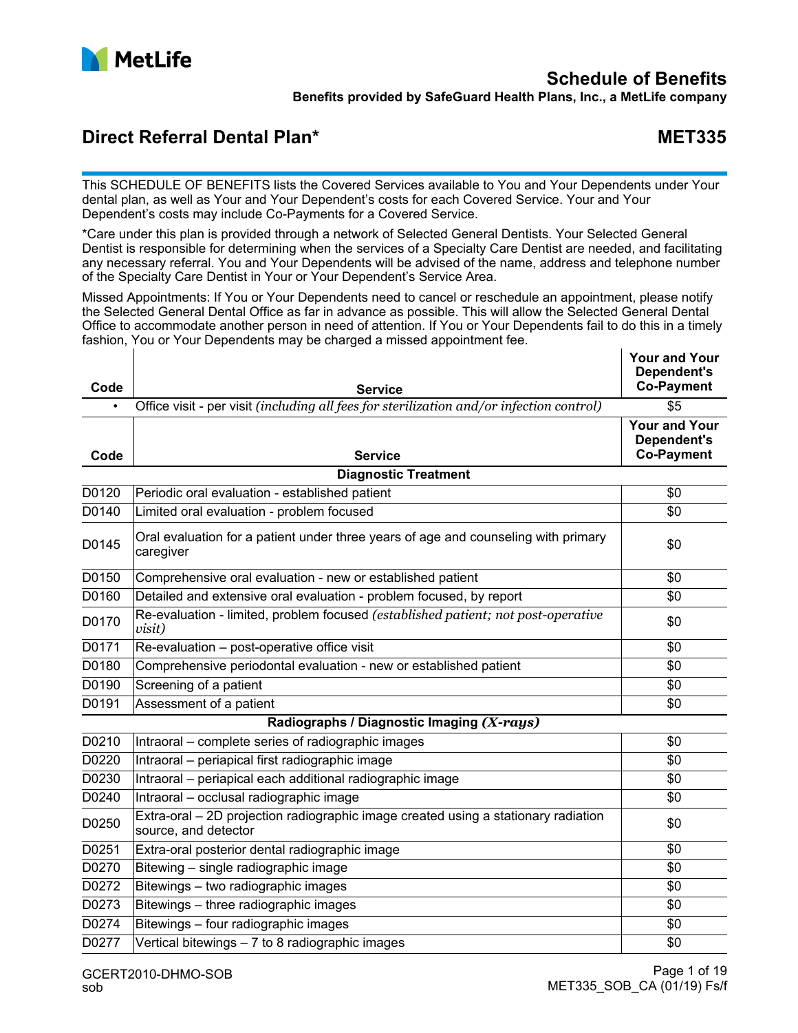MetLife

# Schedule of Benefits

**Benefits provided by SafeGuard Health Plans, Inc., a MetLife company**

## Direct Referral Dental Plan* — MET335

This SCHEDULE OF BENEFITS lists the Covered Services available to You and Your Dependents under Your dental plan, as well as Your and Your Dependent's costs for each Covered Service. Your and Your Dependent's costs may include Co-Payments for a Covered Service.

*Care under this plan is provided through a network of Selected General Dentists. Your Selected General Dentist is responsible for determining when the services of a Specialty Care Dentist are needed, and facilitating any necessary referral. You and Your Dependents will be advised of the name, address and telephone number of the Specialty Care Dentist in Your or Your Dependent's Service Area.

Missed Appointments: If You or Your Dependents need to cancel or reschedule an appointment, please notify the Selected General Dental Office as far in advance as possible. This will allow the Selected General Dental Office to accommodate another person in need of attention. If You or Your Dependents fail to do this in a timely fashion, You or Your Dependents may be charged a missed appointment fee.

| Code | Service | Your and Your Dependent's Co-Payment |
|---|---|---|
| • | Office visit - per visit *(including all fees for sterilization and/or infection control)* | $5 |

| Code | Service | Your and Your Dependent's Co-Payment |
|---|---|---|
| | **Diagnostic Treatment** | |
| D0120 | Periodic oral evaluation - established patient | $0 |
| D0140 | Limited oral evaluation - problem focused | $0 |
| D0145 | Oral evaluation for a patient under three years of age and counseling with primary caregiver | $0 |
| D0150 | Comprehensive oral evaluation - new or established patient | $0 |
| D0160 | Detailed and extensive oral evaluation - problem focused, by report | $0 |
| D0170 | Re-evaluation - limited, problem focused *(established patient; not post-operative visit)* | $0 |
| D0171 | Re-evaluation – post-operative office visit | $0 |
| D0180 | Comprehensive periodontal evaluation - new or established patient | $0 |
| D0190 | Screening of a patient | $0 |
| D0191 | Assessment of a patient | $0 |
| | **Radiographs / Diagnostic Imaging *(X-rays)*** | |
| D0210 | Intraoral – complete series of radiographic images | $0 |
| D0220 | Intraoral – periapical first radiographic image | $0 |
| D0230 | Intraoral – periapical each additional radiographic image | $0 |
| D0240 | Intraoral – occlusal radiographic image | $0 |
| D0250 | Extra-oral – 2D projection radiographic image created using a stationary radiation source, and detector | $0 |
| D0251 | Extra-oral posterior dental radiographic image | $0 |
| D0270 | Bitewing – single radiographic image | $0 |
| D0272 | Bitewings – two radiographic images | $0 |
| D0273 | Bitewings – three radiographic images | $0 |
| D0274 | Bitewings – four radiographic images | $0 |
| D0277 | Vertical bitewings – 7 to 8 radiographic images | $0 |

GCERT2010-DHMO-SOB
sob

MET335_SOB_CA (01/19) Fs/f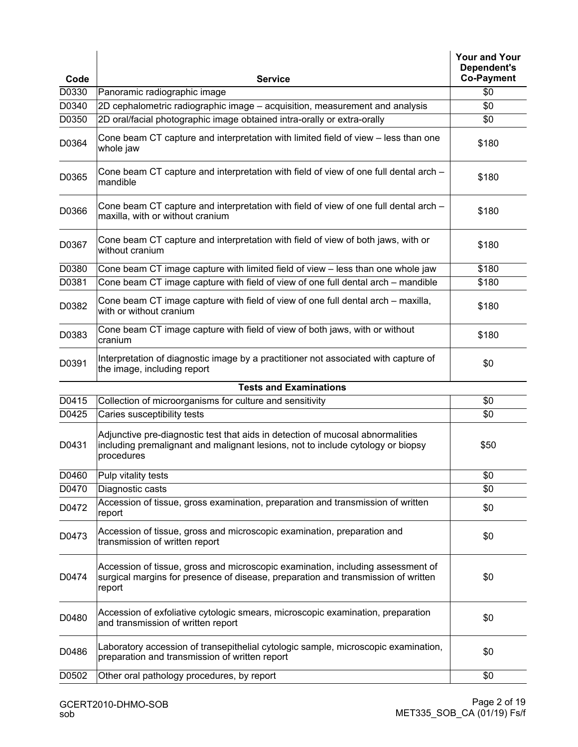| Code | Service | Your and Your Dependent's Co-Payment |
|---|---|---|
| D0330 | Panoramic radiographic image | $0 |
| D0340 | 2D cephalometric radiographic image – acquisition, measurement and analysis | $0 |
| D0350 | 2D oral/facial photographic image obtained intra-orally or extra-orally | $0 |
| D0364 | Cone beam CT capture and interpretation with limited field of view – less than one whole jaw | $180 |
| D0365 | Cone beam CT capture and interpretation with field of view of one full dental arch – mandible | $180 |
| D0366 | Cone beam CT capture and interpretation with field of view of one full dental arch – maxilla, with or without cranium | $180 |
| D0367 | Cone beam CT capture and interpretation with field of view of both jaws, with or without cranium | $180 |
| D0380 | Cone beam CT image capture with limited field of view – less than one whole jaw | $180 |
| D0381 | Cone beam CT image capture with field of view of one full dental arch – mandible | $180 |
| D0382 | Cone beam CT image capture with field of view of one full dental arch – maxilla, with or without cranium | $180 |
| D0383 | Cone beam CT image capture with field of view of both jaws, with or without cranium | $180 |
| D0391 | Interpretation of diagnostic image by a practitioner not associated with capture of the image, including report | $0 |
| | **Tests and Examinations** | |
| D0415 | Collection of microorganisms for culture and sensitivity | $0 |
| D0425 | Caries susceptibility tests | $0 |
| D0431 | Adjunctive pre-diagnostic test that aids in detection of mucosal abnormalities including premalignant and malignant lesions, not to include cytology or biopsy procedures | $50 |
| D0460 | Pulp vitality tests | $0 |
| D0470 | Diagnostic casts | $0 |
| D0472 | Accession of tissue, gross examination, preparation and transmission of written report | $0 |
| D0473 | Accession of tissue, gross and microscopic examination, preparation and transmission of written report | $0 |
| D0474 | Accession of tissue, gross and microscopic examination, including assessment of surgical margins for presence of disease, preparation and transmission of written report | $0 |
| D0480 | Accession of exfoliative cytologic smears, microscopic examination, preparation and transmission of written report | $0 |
| D0486 | Laboratory accession of transepithelial cytologic sample, microscopic examination, preparation and transmission of written report | $0 |
| D0502 | Other oral pathology procedures, by report | $0 |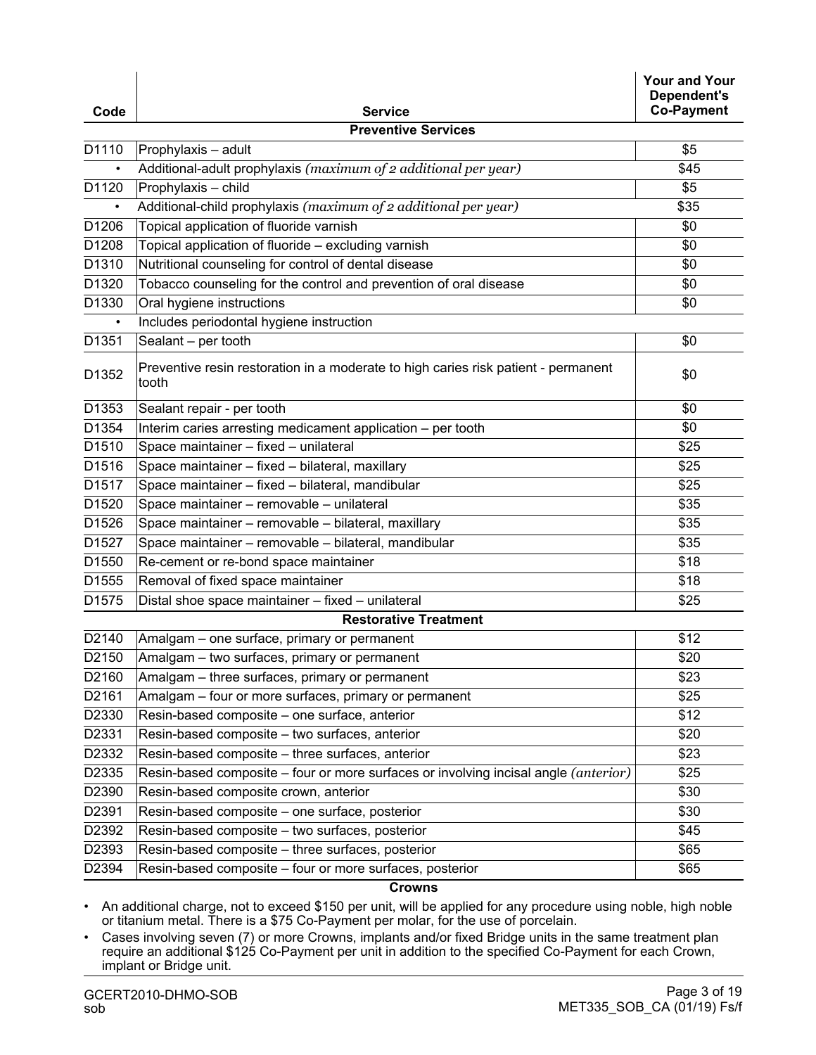| Code | Service | Your and Your Dependent's Co-Payment |
|---|---|---|
| | **Preventive Services** | |
| D1110 | Prophylaxis – adult | $5 |
| • | Additional-adult prophylaxis *(maximum of 2 additional per year)* | $45 |
| D1120 | Prophylaxis – child | $5 |
| • | Additional-child prophylaxis *(maximum of 2 additional per year)* | $35 |
| D1206 | Topical application of fluoride varnish | $0 |
| D1208 | Topical application of fluoride – excluding varnish | $0 |
| D1310 | Nutritional counseling for control of dental disease | $0 |
| D1320 | Tobacco counseling for the control and prevention of oral disease | $0 |
| D1330 | Oral hygiene instructions | $0 |
| • | Includes periodontal hygiene instruction | |
| D1351 | Sealant – per tooth | $0 |
| D1352 | Preventive resin restoration in a moderate to high caries risk patient - permanent tooth | $0 |
| D1353 | Sealant repair - per tooth | $0 |
| D1354 | Interim caries arresting medicament application – per tooth | $0 |
| D1510 | Space maintainer – fixed – unilateral | $25 |
| D1516 | Space maintainer – fixed – bilateral, maxillary | $25 |
| D1517 | Space maintainer – fixed – bilateral, mandibular | $25 |
| D1520 | Space maintainer – removable – unilateral | $35 |
| D1526 | Space maintainer – removable – bilateral, maxillary | $35 |
| D1527 | Space maintainer – removable – bilateral, mandibular | $35 |
| D1550 | Re-cement or re-bond space maintainer | $18 |
| D1555 | Removal of fixed space maintainer | $18 |
| D1575 | Distal shoe space maintainer – fixed – unilateral | $25 |
| | **Restorative Treatment** | |
| D2140 | Amalgam – one surface, primary or permanent | $12 |
| D2150 | Amalgam – two surfaces, primary or permanent | $20 |
| D2160 | Amalgam – three surfaces, primary or permanent | $23 |
| D2161 | Amalgam – four or more surfaces, primary or permanent | $25 |
| D2330 | Resin-based composite – one surface, anterior | $12 |
| D2331 | Resin-based composite – two surfaces, anterior | $20 |
| D2332 | Resin-based composite – three surfaces, anterior | $23 |
| D2335 | Resin-based composite – four or more surfaces or involving incisal angle *(anterior)* | $25 |
| D2390 | Resin-based composite crown, anterior | $30 |
| D2391 | Resin-based composite – one surface, posterior | $30 |
| D2392 | Resin-based composite – two surfaces, posterior | $45 |
| D2393 | Resin-based composite – three surfaces, posterior | $65 |
| D2394 | Resin-based composite – four or more surfaces, posterior | $65 |

**Crowns**

- An additional charge, not to exceed $150 per unit, will be applied for any procedure using noble, high noble or titanium metal. There is a $75 Co-Payment per molar, for the use of porcelain.
- Cases involving seven (7) or more Crowns, implants and/or fixed Bridge units in the same treatment plan require an additional $125 Co-Payment per unit in addition to the specified Co-Payment for each Crown, implant or Bridge unit.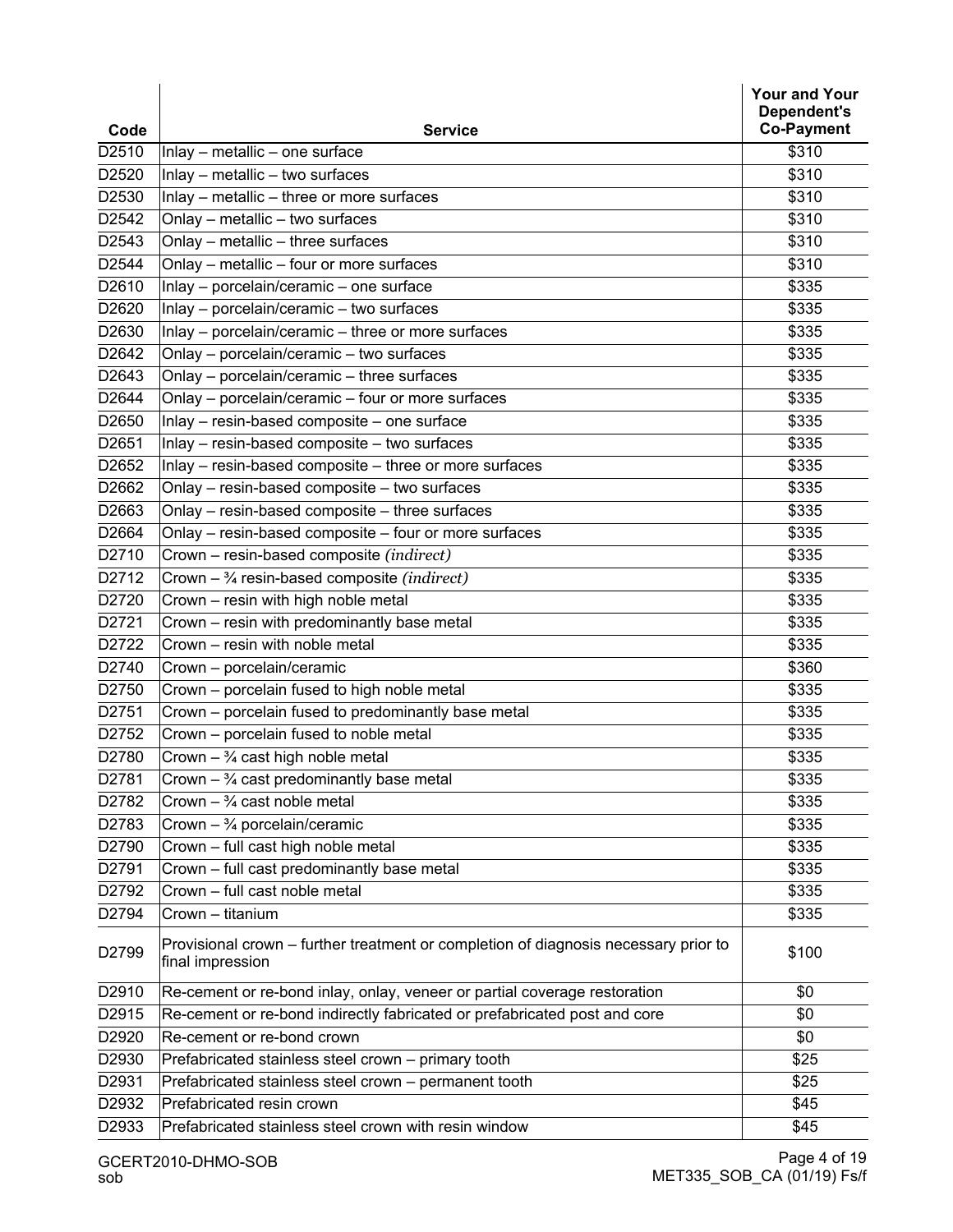| Code | Service | Your and Your Dependent's Co-Payment |
|---|---|---|
| D2510 | Inlay – metallic – one surface | $310 |
| D2520 | Inlay – metallic – two surfaces | $310 |
| D2530 | Inlay – metallic – three or more surfaces | $310 |
| D2542 | Onlay – metallic – two surfaces | $310 |
| D2543 | Onlay – metallic – three surfaces | $310 |
| D2544 | Onlay – metallic – four or more surfaces | $310 |
| D2610 | Inlay – porcelain/ceramic – one surface | $335 |
| D2620 | Inlay – porcelain/ceramic – two surfaces | $335 |
| D2630 | Inlay – porcelain/ceramic – three or more surfaces | $335 |
| D2642 | Onlay – porcelain/ceramic – two surfaces | $335 |
| D2643 | Onlay – porcelain/ceramic – three surfaces | $335 |
| D2644 | Onlay – porcelain/ceramic – four or more surfaces | $335 |
| D2650 | Inlay – resin-based composite – one surface | $335 |
| D2651 | Inlay – resin-based composite – two surfaces | $335 |
| D2652 | Inlay – resin-based composite – three or more surfaces | $335 |
| D2662 | Onlay – resin-based composite – two surfaces | $335 |
| D2663 | Onlay – resin-based composite – three surfaces | $335 |
| D2664 | Onlay – resin-based composite – four or more surfaces | $335 |
| D2710 | Crown – resin-based composite *(indirect)* | $335 |
| D2712 | Crown – ¾ resin-based composite *(indirect)* | $335 |
| D2720 | Crown – resin with high noble metal | $335 |
| D2721 | Crown – resin with predominantly base metal | $335 |
| D2722 | Crown – resin with noble metal | $335 |
| D2740 | Crown – porcelain/ceramic | $360 |
| D2750 | Crown – porcelain fused to high noble metal | $335 |
| D2751 | Crown – porcelain fused to predominantly base metal | $335 |
| D2752 | Crown – porcelain fused to noble metal | $335 |
| D2780 | Crown – ¾ cast high noble metal | $335 |
| D2781 | Crown – ¾ cast predominantly base metal | $335 |
| D2782 | Crown – ¾ cast noble metal | $335 |
| D2783 | Crown – ¾ porcelain/ceramic | $335 |
| D2790 | Crown – full cast high noble metal | $335 |
| D2791 | Crown – full cast predominantly base metal | $335 |
| D2792 | Crown – full cast noble metal | $335 |
| D2794 | Crown – titanium | $335 |
| D2799 | Provisional crown – further treatment or completion of diagnosis necessary prior to final impression | $100 |
| D2910 | Re-cement or re-bond inlay, onlay, veneer or partial coverage restoration | $0 |
| D2915 | Re-cement or re-bond indirectly fabricated or prefabricated post and core | $0 |
| D2920 | Re-cement or re-bond crown | $0 |
| D2930 | Prefabricated stainless steel crown – primary tooth | $25 |
| D2931 | Prefabricated stainless steel crown – permanent tooth | $25 |
| D2932 | Prefabricated resin crown | $45 |
| D2933 | Prefabricated stainless steel crown with resin window | $45 |

GCERT2010-DHMO-SOB
sob

MET335_SOB_CA (01/19) Fs/f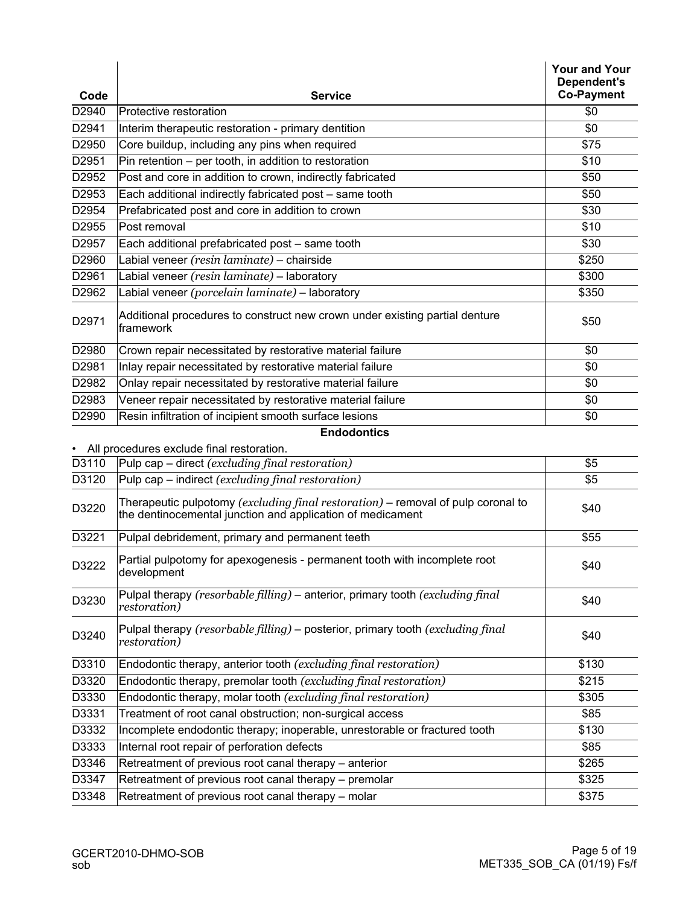| Code | Service | Your and Your Dependent's Co-Payment |
|---|---|---|
| D2940 | Protective restoration | $0 |
| D2941 | Interim therapeutic restoration - primary dentition | $0 |
| D2950 | Core buildup, including any pins when required | $75 |
| D2951 | Pin retention – per tooth, in addition to restoration | $10 |
| D2952 | Post and core in addition to crown, indirectly fabricated | $50 |
| D2953 | Each additional indirectly fabricated post – same tooth | $50 |
| D2954 | Prefabricated post and core in addition to crown | $30 |
| D2955 | Post removal | $10 |
| D2957 | Each additional prefabricated post – same tooth | $30 |
| D2960 | Labial veneer *(resin laminate)* – chairside | $250 |
| D2961 | Labial veneer *(resin laminate)* – laboratory | $300 |
| D2962 | Labial veneer *(porcelain laminate)* – laboratory | $350 |
| D2971 | Additional procedures to construct new crown under existing partial denture framework | $50 |
| D2980 | Crown repair necessitated by restorative material failure | $0 |
| D2981 | Inlay repair necessitated by restorative material failure | $0 |
| D2982 | Onlay repair necessitated by restorative material failure | $0 |
| D2983 | Veneer repair necessitated by restorative material failure | $0 |
| D2990 | Resin infiltration of incipient smooth surface lesions | $0 |

**Endodontics**

- All procedures exclude final restoration.

| Code | Service | Your and Your Dependent's Co-Payment |
|---|---|---|
| D3110 | Pulp cap – direct *(excluding final restoration)* | $5 |
| D3120 | Pulp cap – indirect *(excluding final restoration)* | $5 |
| D3220 | Therapeutic pulpotomy *(excluding final restoration)* – removal of pulp coronal to the dentinocemental junction and application of medicament | $40 |
| D3221 | Pulpal debridement, primary and permanent teeth | $55 |
| D3222 | Partial pulpotomy for apexogenesis - permanent tooth with incomplete root development | $40 |
| D3230 | Pulpal therapy *(resorbable filling)* – anterior, primary tooth *(excluding final restoration)* | $40 |
| D3240 | Pulpal therapy *(resorbable filling)* – posterior, primary tooth *(excluding final restoration)* | $40 |
| D3310 | Endodontic therapy, anterior tooth *(excluding final restoration)* | $130 |
| D3320 | Endodontic therapy, premolar tooth *(excluding final restoration)* | $215 |
| D3330 | Endodontic therapy, molar tooth *(excluding final restoration)* | $305 |
| D3331 | Treatment of root canal obstruction; non-surgical access | $85 |
| D3332 | Incomplete endodontic therapy; inoperable, unrestorable or fractured tooth | $130 |
| D3333 | Internal root repair of perforation defects | $85 |
| D3346 | Retreatment of previous root canal therapy – anterior | $265 |
| D3347 | Retreatment of previous root canal therapy – premolar | $325 |
| D3348 | Retreatment of previous root canal therapy – molar | $375 |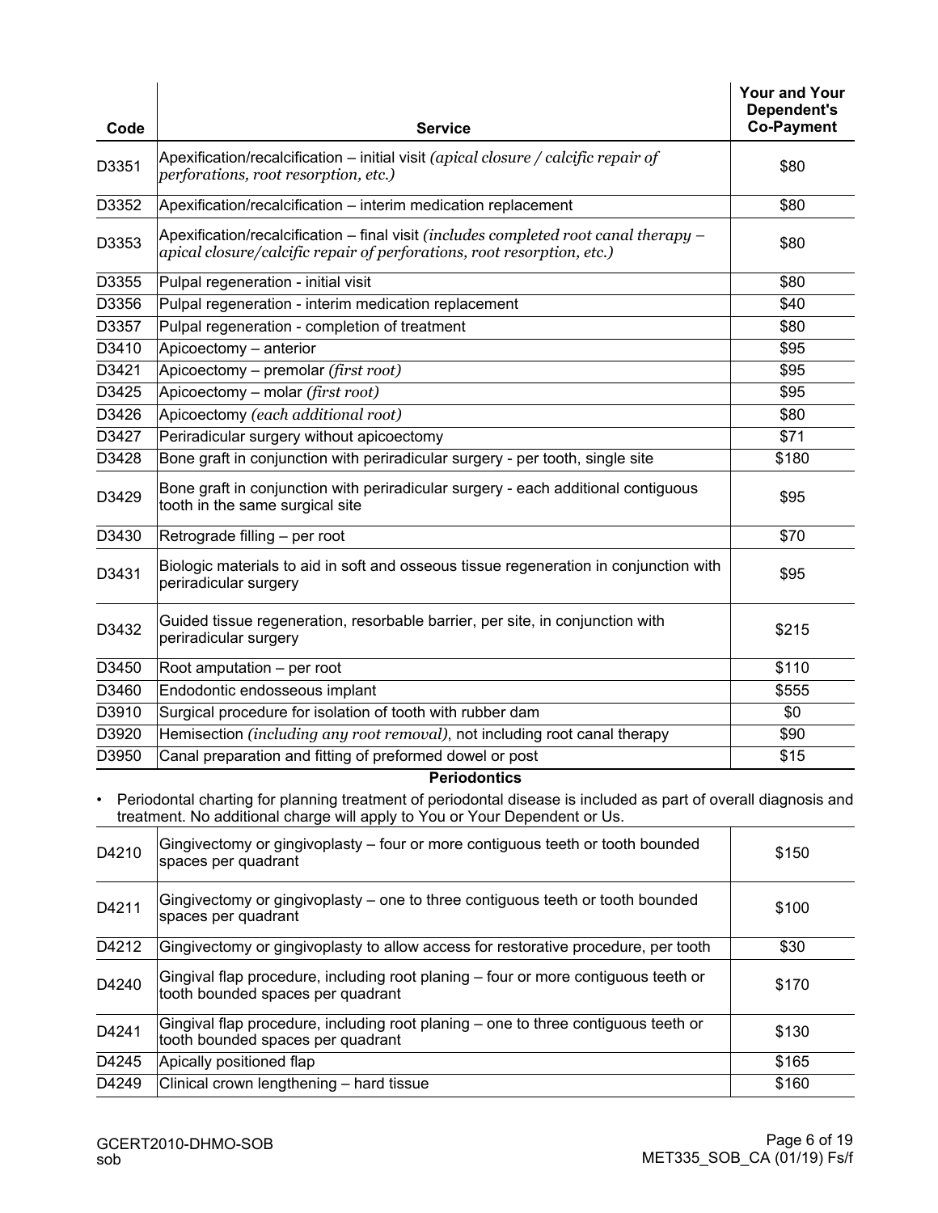| Code | Service | Your and Your Dependent's Co-Payment |
|---|---|---|
| D3351 | Apexification/recalcification – initial visit *(apical closure / calcific repair of perforations, root resorption, etc.)* | $80 |
| D3352 | Apexification/recalcification – interim medication replacement | $80 |
| D3353 | Apexification/recalcification – final visit *(includes completed root canal therapy – apical closure/calcific repair of perforations, root resorption, etc.)* | $80 |
| D3355 | Pulpal regeneration - initial visit | $80 |
| D3356 | Pulpal regeneration - interim medication replacement | $40 |
| D3357 | Pulpal regeneration - completion of treatment | $80 |
| D3410 | Apicoectomy – anterior | $95 |
| D3421 | Apicoectomy – premolar *(first root)* | $95 |
| D3425 | Apicoectomy – molar *(first root)* | $95 |
| D3426 | Apicoectomy *(each additional root)* | $80 |
| D3427 | Periradicular surgery without apicoectomy | $71 |
| D3428 | Bone graft in conjunction with periradicular surgery - per tooth, single site | $180 |
| D3429 | Bone graft in conjunction with periradicular surgery - each additional contiguous tooth in the same surgical site | $95 |
| D3430 | Retrograde filling – per root | $70 |
| D3431 | Biologic materials to aid in soft and osseous tissue regeneration in conjunction with periradicular surgery | $95 |
| D3432 | Guided tissue regeneration, resorbable barrier, per site, in conjunction with periradicular surgery | $215 |
| D3450 | Root amputation – per root | $110 |
| D3460 | Endodontic endosseous implant | $555 |
| D3910 | Surgical procedure for isolation of tooth with rubber dam | $0 |
| D3920 | Hemisection *(including any root removal)*, not including root canal therapy | $90 |
| D3950 | Canal preparation and fitting of preformed dowel or post | $15 |

**Periodontics**

- Periodontal charting for planning treatment of periodontal disease is included as part of overall diagnosis and treatment. No additional charge will apply to You or Your Dependent or Us.

| Code | Service | Your and Your Dependent's Co-Payment |
|---|---|---|
| D4210 | Gingivectomy or gingivoplasty – four or more contiguous teeth or tooth bounded spaces per quadrant | $150 |
| D4211 | Gingivectomy or gingivoplasty – one to three contiguous teeth or tooth bounded spaces per quadrant | $100 |
| D4212 | Gingivectomy or gingivoplasty to allow access for restorative procedure, per tooth | $30 |
| D4240 | Gingival flap procedure, including root planing – four or more contiguous teeth or tooth bounded spaces per quadrant | $170 |
| D4241 | Gingival flap procedure, including root planing – one to three contiguous teeth or tooth bounded spaces per quadrant | $130 |
| D4245 | Apically positioned flap | $165 |
| D4249 | Clinical crown lengthening – hard tissue | $160 |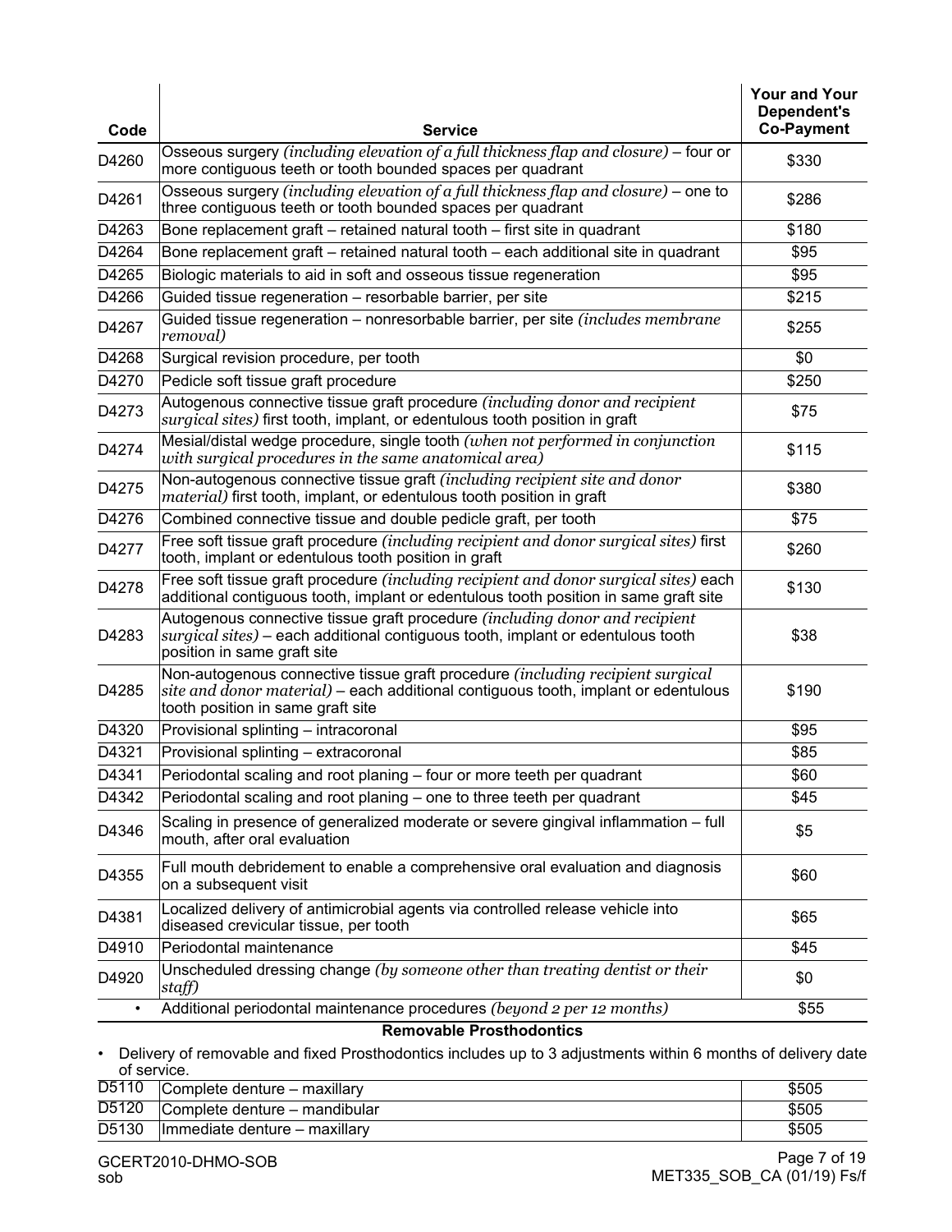| Code | Service | Your and Your Dependent's Co-Payment |
|---|---|---|
| D4260 | Osseous surgery *(including elevation of a full thickness flap and closure)* – four or more contiguous teeth or tooth bounded spaces per quadrant | $330 |
| D4261 | Osseous surgery *(including elevation of a full thickness flap and closure)* – one to three contiguous teeth or tooth bounded spaces per quadrant | $286 |
| D4263 | Bone replacement graft – retained natural tooth – first site in quadrant | $180 |
| D4264 | Bone replacement graft – retained natural tooth – each additional site in quadrant | $95 |
| D4265 | Biologic materials to aid in soft and osseous tissue regeneration | $95 |
| D4266 | Guided tissue regeneration – resorbable barrier, per site | $215 |
| D4267 | Guided tissue regeneration – nonresorbable barrier, per site *(includes membrane removal)* | $255 |
| D4268 | Surgical revision procedure, per tooth | $0 |
| D4270 | Pedicle soft tissue graft procedure | $250 |
| D4273 | Autogenous connective tissue graft procedure *(including donor and recipient surgical sites)* first tooth, implant, or edentulous tooth position in graft | $75 |
| D4274 | Mesial/distal wedge procedure, single tooth *(when not performed in conjunction with surgical procedures in the same anatomical area)* | $115 |
| D4275 | Non-autogenous connective tissue graft *(including recipient site and donor material)* first tooth, implant, or edentulous tooth position in graft | $380 |
| D4276 | Combined connective tissue and double pedicle graft, per tooth | $75 |
| D4277 | Free soft tissue graft procedure *(including recipient and donor surgical sites)* first tooth, implant or edentulous tooth position in graft | $260 |
| D4278 | Free soft tissue graft procedure *(including recipient and donor surgical sites)* each additional contiguous tooth, implant or edentulous tooth position in same graft site | $130 |
| D4283 | Autogenous connective tissue graft procedure *(including donor and recipient surgical sites)* – each additional contiguous tooth, implant or edentulous tooth position in same graft site | $38 |
| D4285 | Non-autogenous connective tissue graft procedure *(including recipient surgical site and donor material)* – each additional contiguous tooth, implant or edentulous tooth position in same graft site | $190 |
| D4320 | Provisional splinting – intracoronal | $95 |
| D4321 | Provisional splinting – extracoronal | $85 |
| D4341 | Periodontal scaling and root planing – four or more teeth per quadrant | $60 |
| D4342 | Periodontal scaling and root planing – one to three teeth per quadrant | $45 |
| D4346 | Scaling in presence of generalized moderate or severe gingival inflammation – full mouth, after oral evaluation | $5 |
| D4355 | Full mouth debridement to enable a comprehensive oral evaluation and diagnosis on a subsequent visit | $60 |
| D4381 | Localized delivery of antimicrobial agents via controlled release vehicle into diseased crevicular tissue, per tooth | $65 |
| D4910 | Periodontal maintenance | $45 |
| D4920 | Unscheduled dressing change *(by someone other than treating dentist or their staff)* | $0 |
| • | Additional periodontal maintenance procedures *(beyond 2 per 12 months)* | $55 |

**Removable Prosthodontics**

- Delivery of removable and fixed Prosthodontics includes up to 3 adjustments within 6 months of delivery date of service.

| Code | Service | Your and Your Dependent's Co-Payment |
|---|---|---|
| D5110 | Complete denture – maxillary | $505 |
| D5120 | Complete denture – mandibular | $505 |
| D5130 | Immediate denture – maxillary | $505 |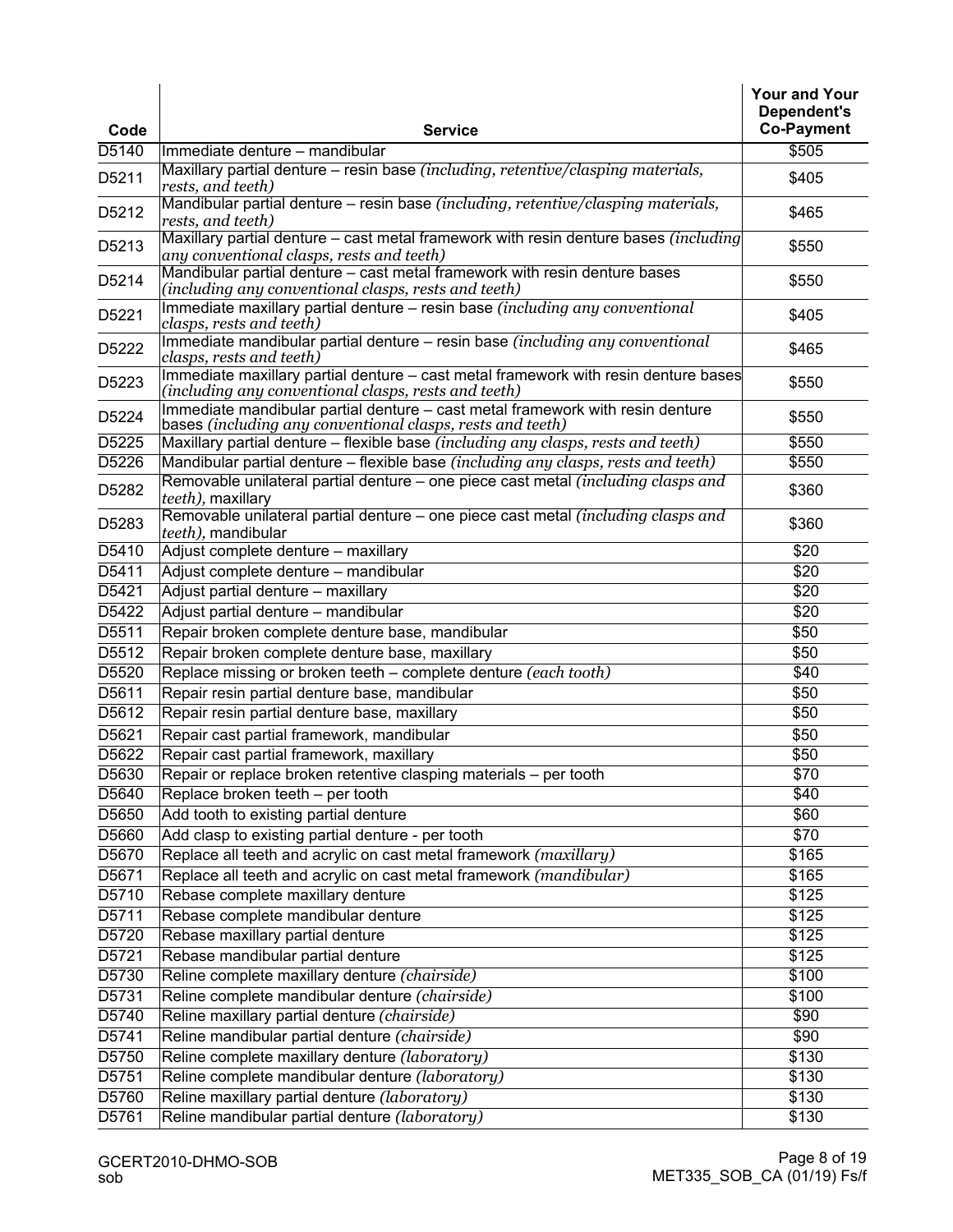| Code | Service | Your and Your Dependent's Co-Payment |
|---|---|---|
| D5140 | Immediate denture – mandibular | $505 |
| D5211 | Maxillary partial denture – resin base *(including, retentive/clasping materials, rests, and teeth)* | $405 |
| D5212 | Mandibular partial denture – resin base *(including, retentive/clasping materials, rests, and teeth)* | $465 |
| D5213 | Maxillary partial denture – cast metal framework with resin denture bases *(including any conventional clasps, rests and teeth)* | $550 |
| D5214 | Mandibular partial denture – cast metal framework with resin denture bases *(including any conventional clasps, rests and teeth)* | $550 |
| D5221 | Immediate maxillary partial denture – resin base *(including any conventional clasps, rests and teeth)* | $405 |
| D5222 | Immediate mandibular partial denture – resin base *(including any conventional clasps, rests and teeth)* | $465 |
| D5223 | Immediate maxillary partial denture – cast metal framework with resin denture bases *(including any conventional clasps, rests and teeth)* | $550 |
| D5224 | Immediate mandibular partial denture – cast metal framework with resin denture bases *(including any conventional clasps, rests and teeth)* | $550 |
| D5225 | Maxillary partial denture – flexible base *(including any clasps, rests and teeth)* | $550 |
| D5226 | Mandibular partial denture – flexible base *(including any clasps, rests and teeth)* | $550 |
| D5282 | Removable unilateral partial denture – one piece cast metal *(including clasps and teeth)*, maxillary | $360 |
| D5283 | Removable unilateral partial denture – one piece cast metal *(including clasps and teeth)*, mandibular | $360 |
| D5410 | Adjust complete denture – maxillary | $20 |
| D5411 | Adjust complete denture – mandibular | $20 |
| D5421 | Adjust partial denture – maxillary | $20 |
| D5422 | Adjust partial denture – mandibular | $20 |
| D5511 | Repair broken complete denture base, mandibular | $50 |
| D5512 | Repair broken complete denture base, maxillary | $50 |
| D5520 | Replace missing or broken teeth – complete denture *(each tooth)* | $40 |
| D5611 | Repair resin partial denture base, mandibular | $50 |
| D5612 | Repair resin partial denture base, maxillary | $50 |
| D5621 | Repair cast partial framework, mandibular | $50 |
| D5622 | Repair cast partial framework, maxillary | $50 |
| D5630 | Repair or replace broken retentive clasping materials – per tooth | $70 |
| D5640 | Replace broken teeth – per tooth | $40 |
| D5650 | Add tooth to existing partial denture | $60 |
| D5660 | Add clasp to existing partial denture - per tooth | $70 |
| D5670 | Replace all teeth and acrylic on cast metal framework *(maxillary)* | $165 |
| D5671 | Replace all teeth and acrylic on cast metal framework *(mandibular)* | $165 |
| D5710 | Rebase complete maxillary denture | $125 |
| D5711 | Rebase complete mandibular denture | $125 |
| D5720 | Rebase maxillary partial denture | $125 |
| D5721 | Rebase mandibular partial denture | $125 |
| D5730 | Reline complete maxillary denture *(chairside)* | $100 |
| D5731 | Reline complete mandibular denture *(chairside)* | $100 |
| D5740 | Reline maxillary partial denture *(chairside)* | $90 |
| D5741 | Reline mandibular partial denture *(chairside)* | $90 |
| D5750 | Reline complete maxillary denture *(laboratory)* | $130 |
| D5751 | Reline complete mandibular denture *(laboratory)* | $130 |
| D5760 | Reline maxillary partial denture *(laboratory)* | $130 |
| D5761 | Reline mandibular partial denture *(laboratory)* | $130 |

GCERT2010-DHMO-SOB
sob

MET335_SOB_CA (01/19) Fs/f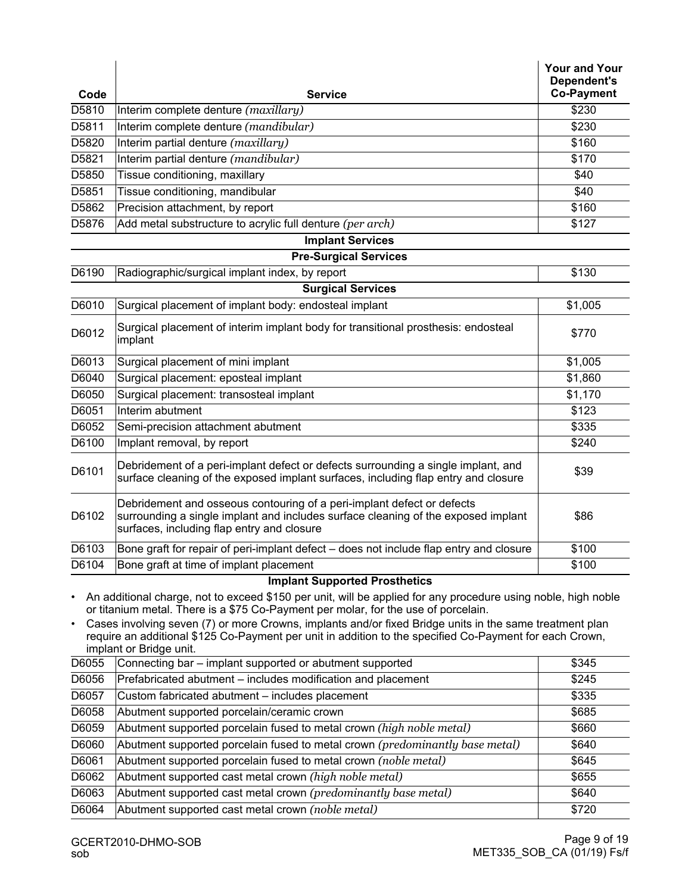| Code | Service | Your and Your Dependent's Co-Payment |
|---|---|---|
| D5810 | Interim complete denture *(maxillary)* | $230 |
| D5811 | Interim complete denture *(mandibular)* | $230 |
| D5820 | Interim partial denture *(maxillary)* | $160 |
| D5821 | Interim partial denture *(mandibular)* | $170 |
| D5850 | Tissue conditioning, maxillary | $40 |
| D5851 | Tissue conditioning, mandibular | $40 |
| D5862 | Precision attachment, by report | $160 |
| D5876 | Add metal substructure to acrylic full denture *(per arch)* | $127 |
| | **Implant Services** | |
| | **Pre-Surgical Services** | |
| D6190 | Radiographic/surgical implant index, by report | $130 |
| | **Surgical Services** | |
| D6010 | Surgical placement of implant body: endosteal implant | $1,005 |
| D6012 | Surgical placement of interim implant body for transitional prosthesis: endosteal implant | $770 |
| D6013 | Surgical placement of mini implant | $1,005 |
| D6040 | Surgical placement: eposteal implant | $1,860 |
| D6050 | Surgical placement: transosteal implant | $1,170 |
| D6051 | Interim abutment | $123 |
| D6052 | Semi-precision attachment abutment | $335 |
| D6100 | Implant removal, by report | $240 |
| D6101 | Debridement of a peri-implant defect or defects surrounding a single implant, and surface cleaning of the exposed implant surfaces, including flap entry and closure | $39 |
| D6102 | Debridement and osseous contouring of a peri-implant defect or defects surrounding a single implant and includes surface cleaning of the exposed implant surfaces, including flap entry and closure | $86 |
| D6103 | Bone graft for repair of peri-implant defect – does not include flap entry and closure | $100 |
| D6104 | Bone graft at time of implant placement | $100 |

**Implant Supported Prosthetics**

- An additional charge, not to exceed $150 per unit, will be applied for any procedure using noble, high noble or titanium metal. There is a $75 Co-Payment per molar, for the use of porcelain.
- Cases involving seven (7) or more Crowns, implants and/or fixed Bridge units in the same treatment plan require an additional $125 Co-Payment per unit in addition to the specified Co-Payment for each Crown, implant or Bridge unit.

| Code | Service | Your and Your Dependent's Co-Payment |
|---|---|---|
| D6055 | Connecting bar – implant supported or abutment supported | $345 |
| D6056 | Prefabricated abutment – includes modification and placement | $245 |
| D6057 | Custom fabricated abutment – includes placement | $335 |
| D6058 | Abutment supported porcelain/ceramic crown | $685 |
| D6059 | Abutment supported porcelain fused to metal crown *(high noble metal)* | $660 |
| D6060 | Abutment supported porcelain fused to metal crown *(predominantly base metal)* | $640 |
| D6061 | Abutment supported porcelain fused to metal crown *(noble metal)* | $645 |
| D6062 | Abutment supported cast metal crown *(high noble metal)* | $655 |
| D6063 | Abutment supported cast metal crown *(predominantly base metal)* | $640 |
| D6064 | Abutment supported cast metal crown *(noble metal)* | $720 |

GCERT2010-DHMO-SOB
sob

MET335_SOB_CA (01/19) Fs/f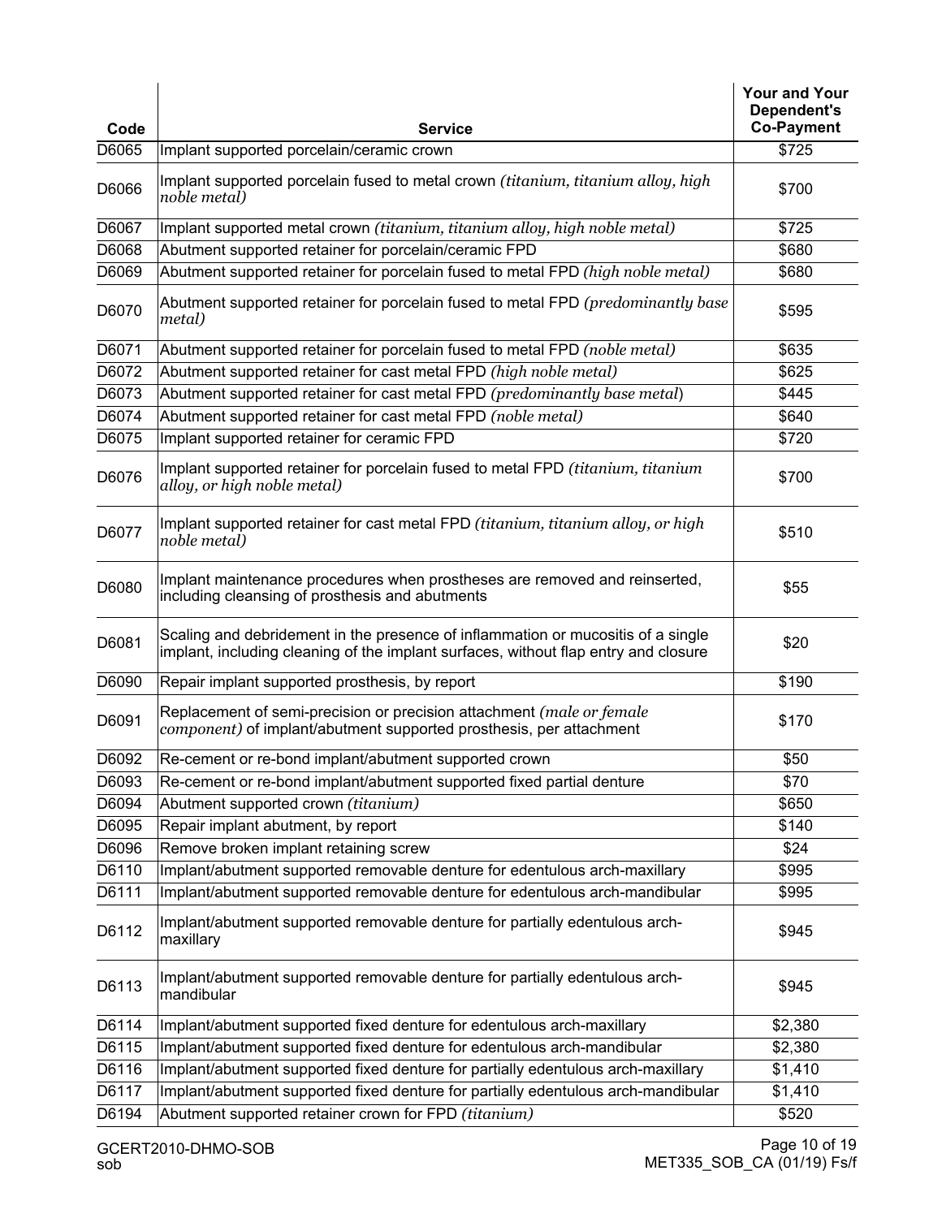| Code | Service | Your and Your Dependent's Co-Payment |
|---|---|---|
| D6065 | Implant supported porcelain/ceramic crown | $725 |
| D6066 | Implant supported porcelain fused to metal crown *(titanium, titanium alloy, high noble metal)* | $700 |
| D6067 | Implant supported metal crown *(titanium, titanium alloy, high noble metal)* | $725 |
| D6068 | Abutment supported retainer for porcelain/ceramic FPD | $680 |
| D6069 | Abutment supported retainer for porcelain fused to metal FPD *(high noble metal)* | $680 |
| D6070 | Abutment supported retainer for porcelain fused to metal FPD *(predominantly base metal)* | $595 |
| D6071 | Abutment supported retainer for porcelain fused to metal FPD *(noble metal)* | $635 |
| D6072 | Abutment supported retainer for cast metal FPD *(high noble metal)* | $625 |
| D6073 | Abutment supported retainer for cast metal FPD *(predominantly base metal)* | $445 |
| D6074 | Abutment supported retainer for cast metal FPD *(noble metal)* | $640 |
| D6075 | Implant supported retainer for ceramic FPD | $720 |
| D6076 | Implant supported retainer for porcelain fused to metal FPD *(titanium, titanium alloy, or high noble metal)* | $700 |
| D6077 | Implant supported retainer for cast metal FPD *(titanium, titanium alloy, or high noble metal)* | $510 |
| D6080 | Implant maintenance procedures when prostheses are removed and reinserted, including cleansing of prosthesis and abutments | $55 |
| D6081 | Scaling and debridement in the presence of inflammation or mucositis of a single implant, including cleaning of the implant surfaces, without flap entry and closure | $20 |
| D6090 | Repair implant supported prosthesis, by report | $190 |
| D6091 | Replacement of semi-precision or precision attachment *(male or female component)* of implant/abutment supported prosthesis, per attachment | $170 |
| D6092 | Re-cement or re-bond implant/abutment supported crown | $50 |
| D6093 | Re-cement or re-bond implant/abutment supported fixed partial denture | $70 |
| D6094 | Abutment supported crown *(titanium)* | $650 |
| D6095 | Repair implant abutment, by report | $140 |
| D6096 | Remove broken implant retaining screw | $24 |
| D6110 | Implant/abutment supported removable denture for edentulous arch-maxillary | $995 |
| D6111 | Implant/abutment supported removable denture for edentulous arch-mandibular | $995 |
| D6112 | Implant/abutment supported removable denture for partially edentulous arch-maxillary | $945 |
| D6113 | Implant/abutment supported removable denture for partially edentulous arch-mandibular | $945 |
| D6114 | Implant/abutment supported fixed denture for edentulous arch-maxillary | $2,380 |
| D6115 | Implant/abutment supported fixed denture for edentulous arch-mandibular | $2,380 |
| D6116 | Implant/abutment supported fixed denture for partially edentulous arch-maxillary | $1,410 |
| D6117 | Implant/abutment supported fixed denture for partially edentulous arch-mandibular | $1,410 |
| D6194 | Abutment supported retainer crown for FPD *(titanium)* | $520 |

GCERT2010-DHMO-SOB
sob

MET335_SOB_CA (01/19) Fs/f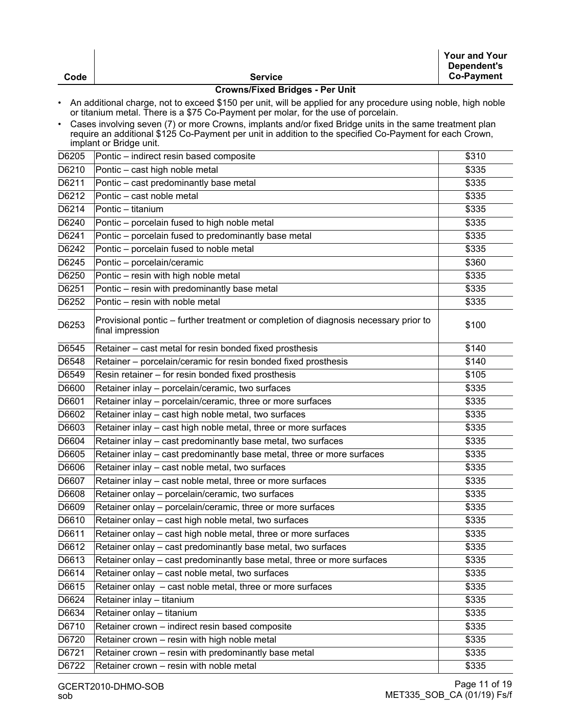| Code | Service | Your and Your Dependent's Co-Payment |
|---|---|---|

### Crowns/Fixed Bridges - Per Unit

- An additional charge, not to exceed $150 per unit, will be applied for any procedure using noble, high noble or titanium metal. There is a $75 Co-Payment per molar, for the use of porcelain.
- Cases involving seven (7) or more Crowns, implants and/or fixed Bridge units in the same treatment plan require an additional $125 Co-Payment per unit in addition to the specified Co-Payment for each Crown, implant or Bridge unit.

| Code | Service | Your and Your Dependent's Co-Payment |
|---|---|---|
| D6205 | Pontic – indirect resin based composite | $310 |
| D6210 | Pontic – cast high noble metal | $335 |
| D6211 | Pontic – cast predominantly base metal | $335 |
| D6212 | Pontic – cast noble metal | $335 |
| D6214 | Pontic – titanium | $335 |
| D6240 | Pontic – porcelain fused to high noble metal | $335 |
| D6241 | Pontic – porcelain fused to predominantly base metal | $335 |
| D6242 | Pontic – porcelain fused to noble metal | $335 |
| D6245 | Pontic – porcelain/ceramic | $360 |
| D6250 | Pontic – resin with high noble metal | $335 |
| D6251 | Pontic – resin with predominantly base metal | $335 |
| D6252 | Pontic – resin with noble metal | $335 |
| D6253 | Provisional pontic – further treatment or completion of diagnosis necessary prior to final impression | $100 |
| D6545 | Retainer – cast metal for resin bonded fixed prosthesis | $140 |
| D6548 | Retainer – porcelain/ceramic for resin bonded fixed prosthesis | $140 |
| D6549 | Resin retainer – for resin bonded fixed prosthesis | $105 |
| D6600 | Retainer inlay – porcelain/ceramic, two surfaces | $335 |
| D6601 | Retainer inlay – porcelain/ceramic, three or more surfaces | $335 |
| D6602 | Retainer inlay – cast high noble metal, two surfaces | $335 |
| D6603 | Retainer inlay – cast high noble metal, three or more surfaces | $335 |
| D6604 | Retainer inlay – cast predominantly base metal, two surfaces | $335 |
| D6605 | Retainer inlay – cast predominantly base metal, three or more surfaces | $335 |
| D6606 | Retainer inlay – cast noble metal, two surfaces | $335 |
| D6607 | Retainer inlay – cast noble metal, three or more surfaces | $335 |
| D6608 | Retainer onlay – porcelain/ceramic, two surfaces | $335 |
| D6609 | Retainer onlay – porcelain/ceramic, three or more surfaces | $335 |
| D6610 | Retainer onlay – cast high noble metal, two surfaces | $335 |
| D6611 | Retainer onlay – cast high noble metal, three or more surfaces | $335 |
| D6612 | Retainer onlay – cast predominantly base metal, two surfaces | $335 |
| D6613 | Retainer onlay – cast predominantly base metal, three or more surfaces | $335 |
| D6614 | Retainer onlay – cast noble metal, two surfaces | $335 |
| D6615 | Retainer onlay – cast noble metal, three or more surfaces | $335 |
| D6624 | Retainer inlay – titanium | $335 |
| D6634 | Retainer onlay – titanium | $335 |
| D6710 | Retainer crown – indirect resin based composite | $335 |
| D6720 | Retainer crown – resin with high noble metal | $335 |
| D6721 | Retainer crown – resin with predominantly base metal | $335 |
| D6722 | Retainer crown – resin with noble metal | $335 |

GCERT2010-DHMO-SOB
sob

MET335_SOB_CA (01/19) Fs/f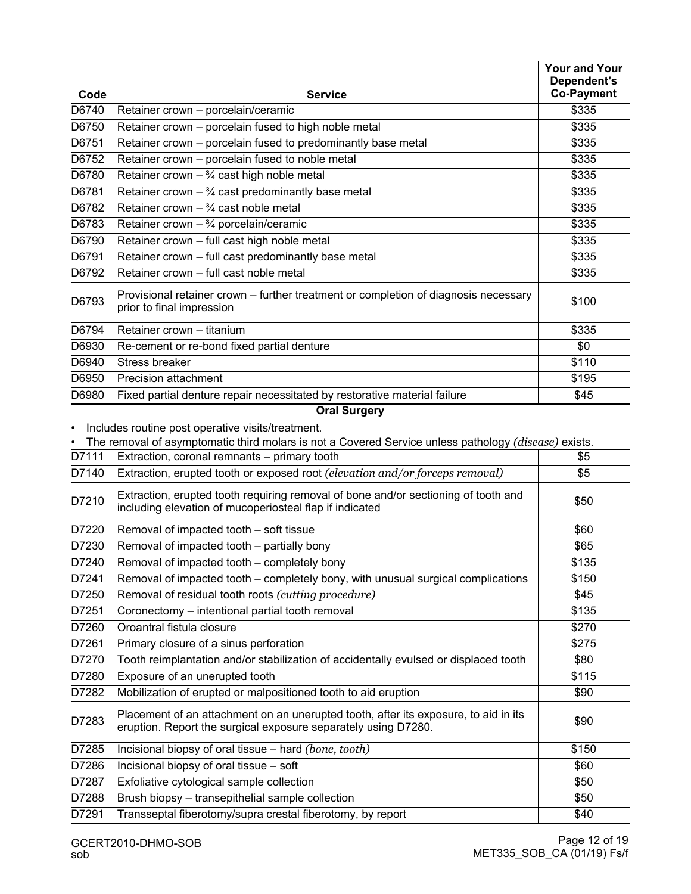| Code | Service | Your and Your Dependent's Co-Payment |
|---|---|---|
| D6740 | Retainer crown – porcelain/ceramic | $335 |
| D6750 | Retainer crown – porcelain fused to high noble metal | $335 |
| D6751 | Retainer crown – porcelain fused to predominantly base metal | $335 |
| D6752 | Retainer crown – porcelain fused to noble metal | $335 |
| D6780 | Retainer crown – ¾ cast high noble metal | $335 |
| D6781 | Retainer crown – ¾ cast predominantly base metal | $335 |
| D6782 | Retainer crown – ¾ cast noble metal | $335 |
| D6783 | Retainer crown – ¾ porcelain/ceramic | $335 |
| D6790 | Retainer crown – full cast high noble metal | $335 |
| D6791 | Retainer crown – full cast predominantly base metal | $335 |
| D6792 | Retainer crown – full cast noble metal | $335 |
| D6793 | Provisional retainer crown – further treatment or completion of diagnosis necessary prior to final impression | $100 |
| D6794 | Retainer crown – titanium | $335 |
| D6930 | Re-cement or re-bond fixed partial denture | $0 |
| D6940 | Stress breaker | $110 |
| D6950 | Precision attachment | $195 |
| D6980 | Fixed partial denture repair necessitated by restorative material failure | $45 |

**Oral Surgery**

- Includes routine post operative visits/treatment.
- The removal of asymptomatic third molars is not a Covered Service unless pathology *(disease)* exists.

| Code | Service | Your and Your Dependent's Co-Payment |
|---|---|---|
| D7111 | Extraction, coronal remnants – primary tooth | $5 |
| D7140 | Extraction, erupted tooth or exposed root *(elevation and/or forceps removal)* | $5 |
| D7210 | Extraction, erupted tooth requiring removal of bone and/or sectioning of tooth and including elevation of mucoperiosteal flap if indicated | $50 |
| D7220 | Removal of impacted tooth – soft tissue | $60 |
| D7230 | Removal of impacted tooth – partially bony | $65 |
| D7240 | Removal of impacted tooth – completely bony | $135 |
| D7241 | Removal of impacted tooth – completely bony, with unusual surgical complications | $150 |
| D7250 | Removal of residual tooth roots *(cutting procedure)* | $45 |
| D7251 | Coronectomy – intentional partial tooth removal | $135 |
| D7260 | Oroantral fistula closure | $270 |
| D7261 | Primary closure of a sinus perforation | $275 |
| D7270 | Tooth reimplantation and/or stabilization of accidentally evulsed or displaced tooth | $80 |
| D7280 | Exposure of an unerupted tooth | $115 |
| D7282 | Mobilization of erupted or malpositioned tooth to aid eruption | $90 |
| D7283 | Placement of an attachment on an unerupted tooth, after its exposure, to aid in its eruption. Report the surgical exposure separately using D7280. | $90 |
| D7285 | Incisional biopsy of oral tissue – hard *(bone, tooth)* | $150 |
| D7286 | Incisional biopsy of oral tissue – soft | $60 |
| D7287 | Exfoliative cytological sample collection | $50 |
| D7288 | Brush biopsy – transepithelial sample collection | $50 |
| D7291 | Transseptal fiberotomy/supra crestal fiberotomy, by report | $40 |

GCERT2010-DHMO-SOB
sob

MET335_SOB_CA (01/19) Fs/f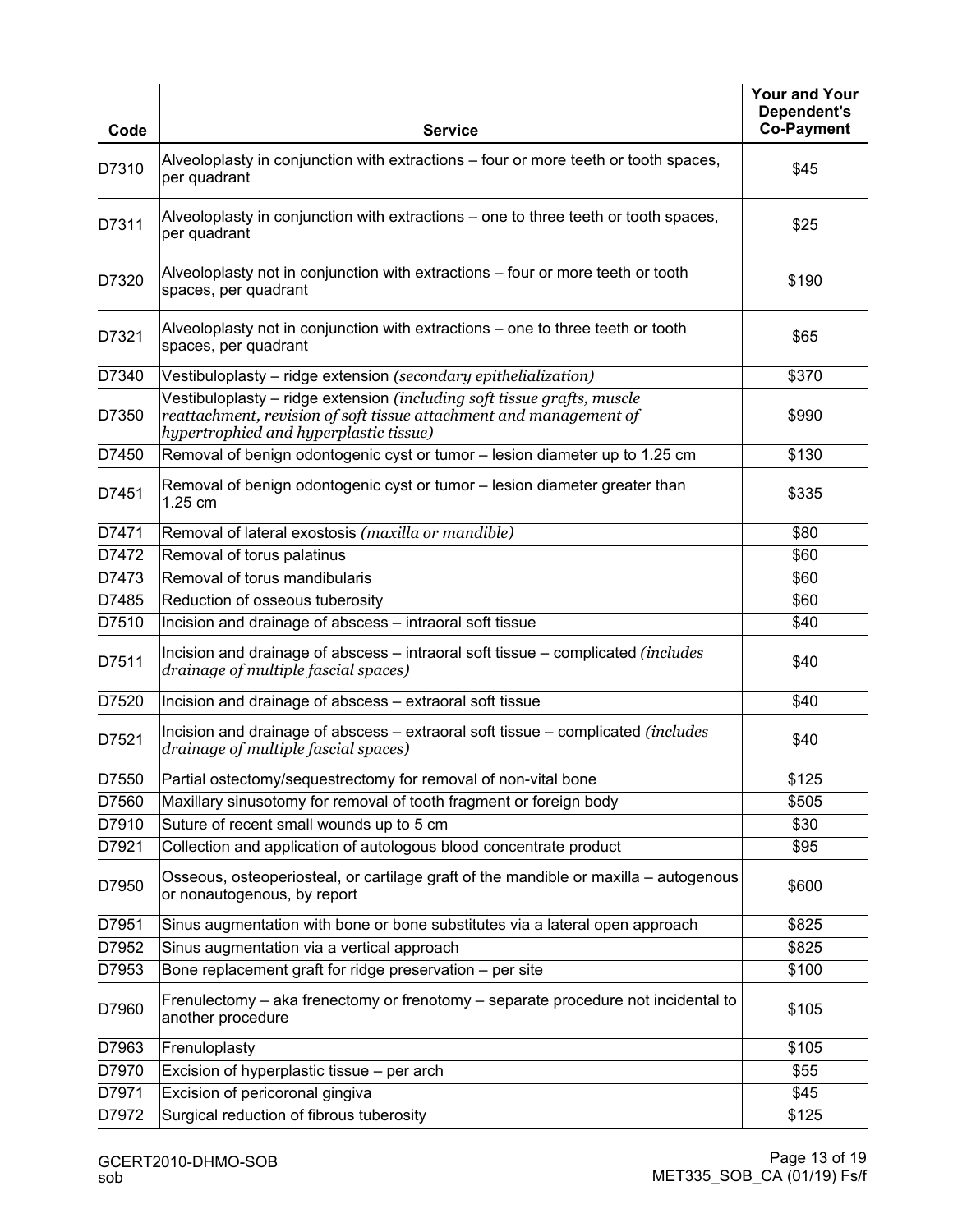| Code | Service | Your and Your Dependent's Co-Payment |
|---|---|---|
| D7310 | Alveoloplasty in conjunction with extractions – four or more teeth or tooth spaces, per quadrant | $45 |
| D7311 | Alveoloplasty in conjunction with extractions – one to three teeth or tooth spaces, per quadrant | $25 |
| D7320 | Alveoloplasty not in conjunction with extractions – four or more teeth or tooth spaces, per quadrant | $190 |
| D7321 | Alveoloplasty not in conjunction with extractions – one to three teeth or tooth spaces, per quadrant | $65 |
| D7340 | Vestibuloplasty – ridge extension *(secondary epithelialization)* | $370 |
| D7350 | Vestibuloplasty – ridge extension *(including soft tissue grafts, muscle reattachment, revision of soft tissue attachment and management of hypertrophied and hyperplastic tissue)* | $990 |
| D7450 | Removal of benign odontogenic cyst or tumor – lesion diameter up to 1.25 cm | $130 |
| D7451 | Removal of benign odontogenic cyst or tumor – lesion diameter greater than 1.25 cm | $335 |
| D7471 | Removal of lateral exostosis *(maxilla or mandible)* | $80 |
| D7472 | Removal of torus palatinus | $60 |
| D7473 | Removal of torus mandibularis | $60 |
| D7485 | Reduction of osseous tuberosity | $60 |
| D7510 | Incision and drainage of abscess – intraoral soft tissue | $40 |
| D7511 | Incision and drainage of abscess – intraoral soft tissue – complicated *(includes drainage of multiple fascial spaces)* | $40 |
| D7520 | Incision and drainage of abscess – extraoral soft tissue | $40 |
| D7521 | Incision and drainage of abscess – extraoral soft tissue – complicated *(includes drainage of multiple fascial spaces)* | $40 |
| D7550 | Partial ostectomy/sequestrectomy for removal of non-vital bone | $125 |
| D7560 | Maxillary sinusotomy for removal of tooth fragment or foreign body | $505 |
| D7910 | Suture of recent small wounds up to 5 cm | $30 |
| D7921 | Collection and application of autologous blood concentrate product | $95 |
| D7950 | Osseous, osteoperiosteal, or cartilage graft of the mandible or maxilla – autogenous or nonautogenous, by report | $600 |
| D7951 | Sinus augmentation with bone or bone substitutes via a lateral open approach | $825 |
| D7952 | Sinus augmentation via a vertical approach | $825 |
| D7953 | Bone replacement graft for ridge preservation – per site | $100 |
| D7960 | Frenulectomy – aka frenectomy or frenotomy – separate procedure not incidental to another procedure | $105 |
| D7963 | Frenuloplasty | $105 |
| D7970 | Excision of hyperplastic tissue – per arch | $55 |
| D7971 | Excision of pericoronal gingiva | $45 |
| D7972 | Surgical reduction of fibrous tuberosity | $125 |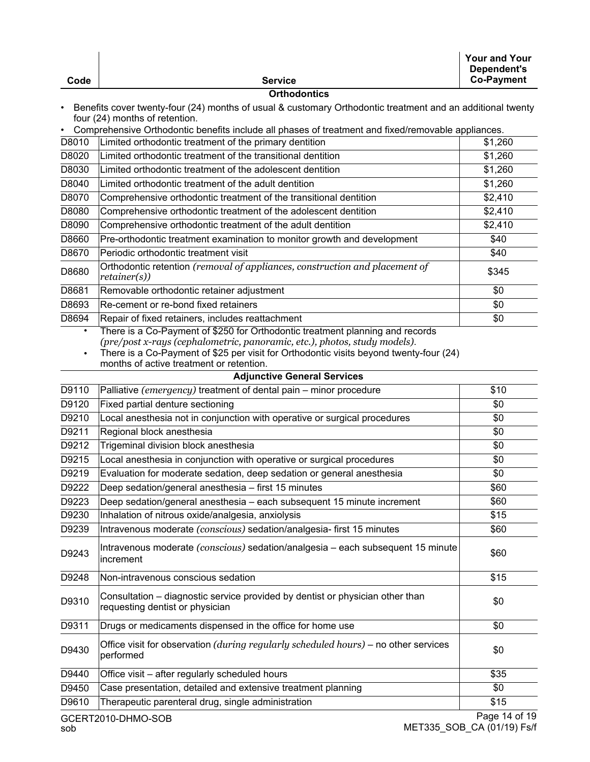| Code | Service | Your and Your Dependent's Co-Payment |
|---|---|---|

**Orthodontics**

- Benefits cover twenty-four (24) months of usual & customary Orthodontic treatment and an additional twenty four (24) months of retention.
- Comprehensive Orthodontic benefits include all phases of treatment and fixed/removable appliances.

| Code | Service | Your and Your Dependent's Co-Payment |
|---|---|---|
| D8010 | Limited orthodontic treatment of the primary dentition | $1,260 |
| D8020 | Limited orthodontic treatment of the transitional dentition | $1,260 |
| D8030 | Limited orthodontic treatment of the adolescent dentition | $1,260 |
| D8040 | Limited orthodontic treatment of the adult dentition | $1,260 |
| D8070 | Comprehensive orthodontic treatment of the transitional dentition | $2,410 |
| D8080 | Comprehensive orthodontic treatment of the adolescent dentition | $2,410 |
| D8090 | Comprehensive orthodontic treatment of the adult dentition | $2,410 |
| D8660 | Pre-orthodontic treatment examination to monitor growth and development | $40 |
| D8670 | Periodic orthodontic treatment visit | $40 |
| D8680 | Orthodontic retention *(removal of appliances, construction and placement of retainer(s))* | $345 |
| D8681 | Removable orthodontic retainer adjustment | $0 |
| D8693 | Re-cement or re-bond fixed retainers | $0 |
| D8694 | Repair of fixed retainers, includes reattachment | $0 |

- There is a Co-Payment of $250 for Orthodontic treatment planning and records *(pre/post x-rays (cephalometric, panoramic, etc.), photos, study models).*
- There is a Co-Payment of $25 per visit for Orthodontic visits beyond twenty-four (24) months of active treatment or retention.

**Adjunctive General Services**

| Code | Service | Your and Your Dependent's Co-Payment |
|---|---|---|
| D9110 | Palliative *(emergency)* treatment of dental pain – minor procedure | $10 |
| D9120 | Fixed partial denture sectioning | $0 |
| D9210 | Local anesthesia not in conjunction with operative or surgical procedures | $0 |
| D9211 | Regional block anesthesia | $0 |
| D9212 | Trigeminal division block anesthesia | $0 |
| D9215 | Local anesthesia in conjunction with operative or surgical procedures | $0 |
| D9219 | Evaluation for moderate sedation, deep sedation or general anesthesia | $0 |
| D9222 | Deep sedation/general anesthesia – first 15 minutes | $60 |
| D9223 | Deep sedation/general anesthesia – each subsequent 15 minute increment | $60 |
| D9230 | Inhalation of nitrous oxide/analgesia, anxiolysis | $15 |
| D9239 | Intravenous moderate *(conscious)* sedation/analgesia- first 15 minutes | $60 |
| D9243 | Intravenous moderate *(conscious)* sedation/analgesia – each subsequent 15 minute increment | $60 |
| D9248 | Non-intravenous conscious sedation | $15 |
| D9310 | Consultation – diagnostic service provided by dentist or physician other than requesting dentist or physician | $0 |
| D9311 | Drugs or medicaments dispensed in the office for home use | $0 |
| D9430 | Office visit for observation *(during regularly scheduled hours)* – no other services performed | $0 |
| D9440 | Office visit – after regularly scheduled hours | $35 |
| D9450 | Case presentation, detailed and extensive treatment planning | $0 |
| D9610 | Therapeutic parenteral drug, single administration | $15 |

GCERT2010-DHMO-SOB
sob

MET335_SOB_CA (01/19) Fs/f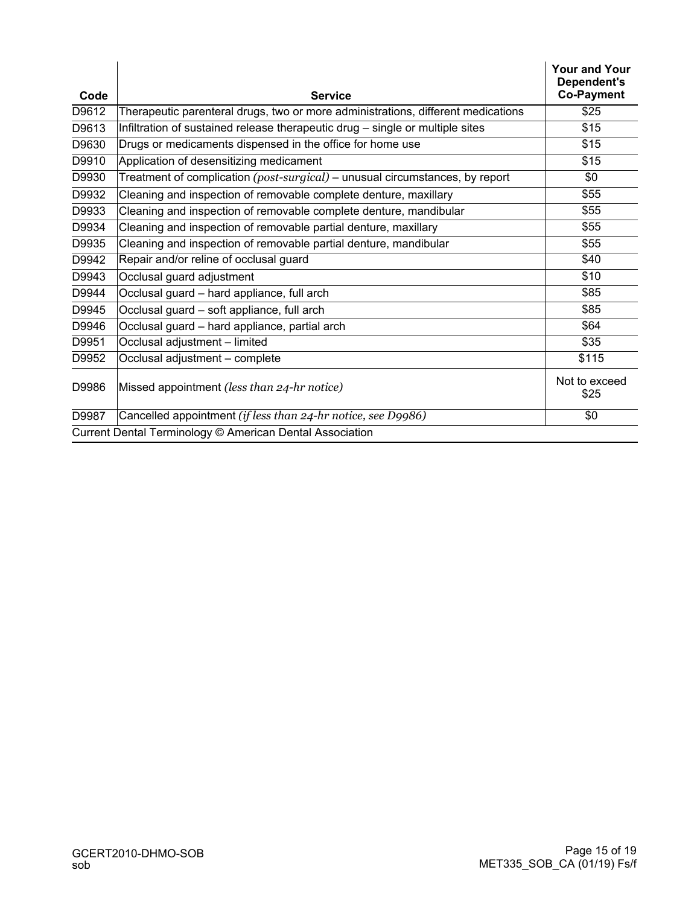| Code | Service | Your and Your Dependent's Co-Payment |
|---|---|---|
| D9612 | Therapeutic parenteral drugs, two or more administrations, different medications | $25 |
| D9613 | Infiltration of sustained release therapeutic drug – single or multiple sites | $15 |
| D9630 | Drugs or medicaments dispensed in the office for home use | $15 |
| D9910 | Application of desensitizing medicament | $15 |
| D9930 | Treatment of complication *(post-surgical)* – unusual circumstances, by report | $0 |
| D9932 | Cleaning and inspection of removable complete denture, maxillary | $55 |
| D9933 | Cleaning and inspection of removable complete denture, mandibular | $55 |
| D9934 | Cleaning and inspection of removable partial denture, maxillary | $55 |
| D9935 | Cleaning and inspection of removable partial denture, mandibular | $55 |
| D9942 | Repair and/or reline of occlusal guard | $40 |
| D9943 | Occlusal guard adjustment | $10 |
| D9944 | Occlusal guard – hard appliance, full arch | $85 |
| D9945 | Occlusal guard – soft appliance, full arch | $85 |
| D9946 | Occlusal guard – hard appliance, partial arch | $64 |
| D9951 | Occlusal adjustment – limited | $35 |
| D9952 | Occlusal adjustment – complete | $115 |
| D9986 | Missed appointment *(less than 24-hr notice)* | Not to exceed $25 |
| D9987 | Cancelled appointment *(if less than 24-hr notice, see D9986)* | $0 |

Current Dental Terminology © American Dental Association

GCERT2010-DHMO-SOB
sob

MET335_SOB_CA (01/19) Fs/f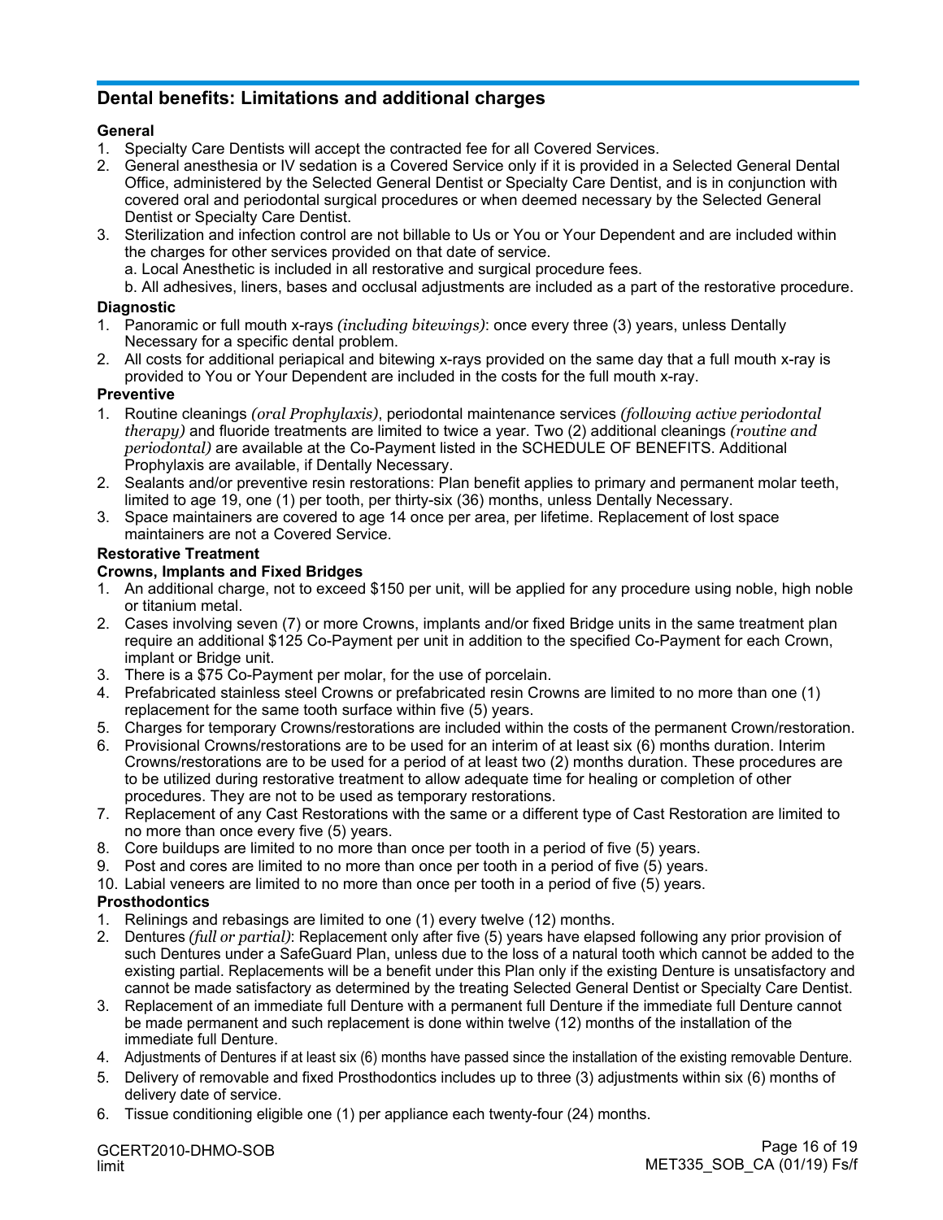## Dental benefits: Limitations and additional charges

**General**

1. Specialty Care Dentists will accept the contracted fee for all Covered Services.
2. General anesthesia or IV sedation is a Covered Service only if it is provided in a Selected General Dental Office, administered by the Selected General Dentist or Specialty Care Dentist, and is in conjunction with covered oral and periodontal surgical procedures or when deemed necessary by the Selected General Dentist or Specialty Care Dentist.
3. Sterilization and infection control are not billable to Us or You or Your Dependent and are included within the charges for other services provided on that date of service.
   a. Local Anesthetic is included in all restorative and surgical procedure fees.
   b. All adhesives, liners, bases and occlusal adjustments are included as a part of the restorative procedure.

**Diagnostic**

1. Panoramic or full mouth x-rays *(including bitewings)*: once every three (3) years, unless Dentally Necessary for a specific dental problem.
2. All costs for additional periapical and bitewing x-rays provided on the same day that a full mouth x-ray is provided to You or Your Dependent are included in the costs for the full mouth x-ray.

**Preventive**

1. Routine cleanings *(oral Prophylaxis)*, periodontal maintenance services *(following active periodontal therapy)* and fluoride treatments are limited to twice a year. Two (2) additional cleanings *(routine and periodontal)* are available at the Co-Payment listed in the SCHEDULE OF BENEFITS. Additional Prophylaxis are available, if Dentally Necessary.
2. Sealants and/or preventive resin restorations: Plan benefit applies to primary and permanent molar teeth, limited to age 19, one (1) per tooth, per thirty-six (36) months, unless Dentally Necessary.
3. Space maintainers are covered to age 14 once per area, per lifetime. Replacement of lost space maintainers are not a Covered Service.

**Restorative Treatment**

**Crowns, Implants and Fixed Bridges**

1. An additional charge, not to exceed $150 per unit, will be applied for any procedure using noble, high noble or titanium metal.
2. Cases involving seven (7) or more Crowns, implants and/or fixed Bridge units in the same treatment plan require an additional $125 Co-Payment per unit in addition to the specified Co-Payment for each Crown, implant or Bridge unit.
3. There is a $75 Co-Payment per molar, for the use of porcelain.
4. Prefabricated stainless steel Crowns or prefabricated resin Crowns are limited to no more than one (1) replacement for the same tooth surface within five (5) years.
5. Charges for temporary Crowns/restorations are included within the costs of the permanent Crown/restoration.
6. Provisional Crowns/restorations are to be used for an interim of at least six (6) months duration. Interim Crowns/restorations are to be used for a period of at least two (2) months duration. These procedures are to be utilized during restorative treatment to allow adequate time for healing or completion of other procedures. They are not to be used as temporary restorations.
7. Replacement of any Cast Restorations with the same or a different type of Cast Restoration are limited to no more than once every five (5) years.
8. Core buildups are limited to no more than once per tooth in a period of five (5) years.
9. Post and cores are limited to no more than once per tooth in a period of five (5) years.
10. Labial veneers are limited to no more than once per tooth in a period of five (5) years.

**Prosthodontics**

1. Relinings and rebasings are limited to one (1) every twelve (12) months.
2. Dentures *(full or partial)*: Replacement only after five (5) years have elapsed following any prior provision of such Dentures under a SafeGuard Plan, unless due to the loss of a natural tooth which cannot be added to the existing partial. Replacements will be a benefit under this Plan only if the existing Denture is unsatisfactory and cannot be made satisfactory as determined by the treating Selected General Dentist or Specialty Care Dentist.
3. Replacement of an immediate full Denture with a permanent full Denture if the immediate full Denture cannot be made permanent and such replacement is done within twelve (12) months of the installation of the immediate full Denture.
4. Adjustments of Dentures if at least six (6) months have passed since the installation of the existing removable Denture.
5. Delivery of removable and fixed Prosthodontics includes up to three (3) adjustments within six (6) months of delivery date of service.
6. Tissue conditioning eligible one (1) per appliance each twenty-four (24) months.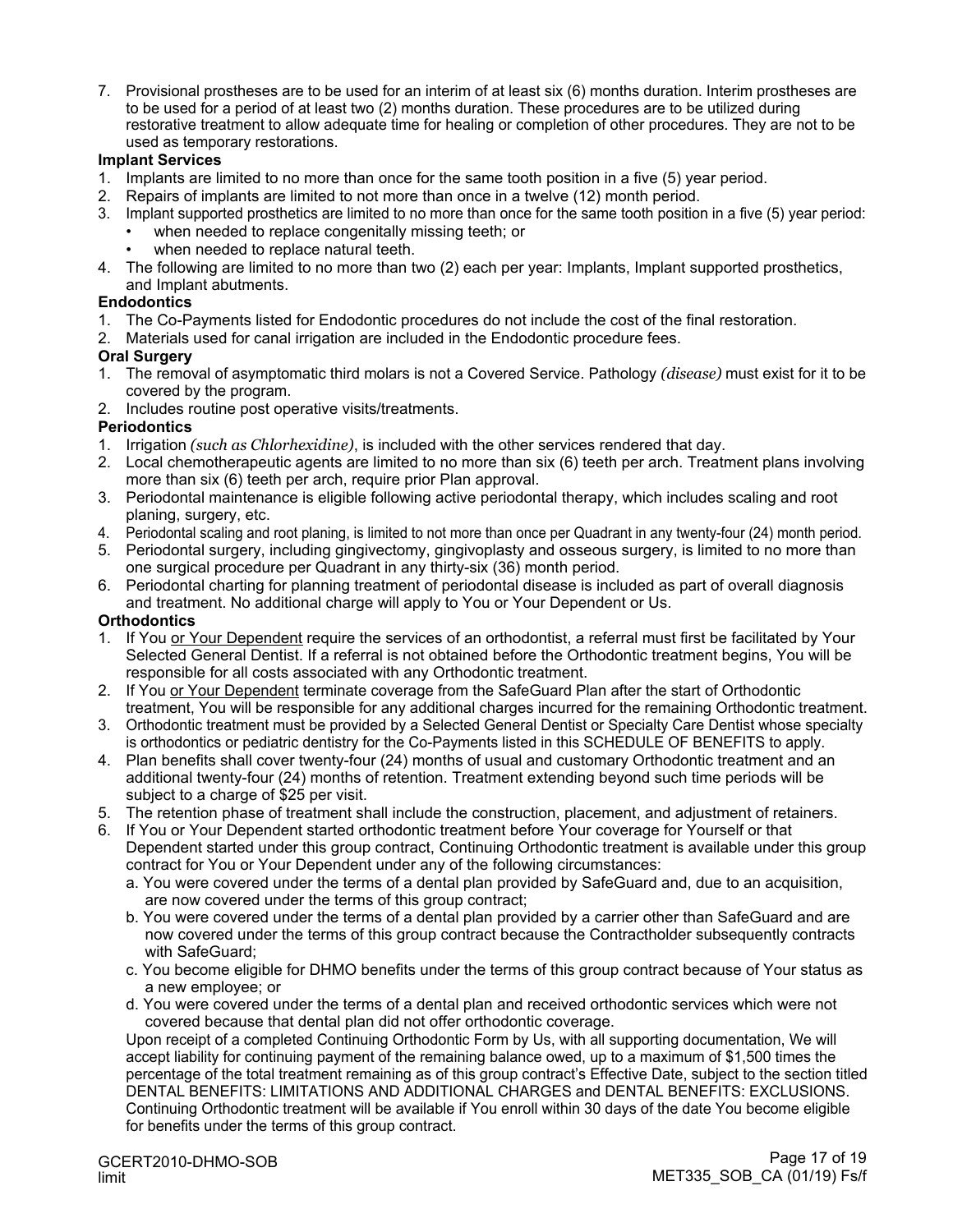7. Provisional prostheses are to be used for an interim of at least six (6) months duration. Interim prostheses are to be used for a period of at least two (2) months duration. These procedures are to be utilized during restorative treatment to allow adequate time for healing or completion of other procedures. They are not to be used as temporary restorations.

**Implant Services**

1. Implants are limited to no more than once for the same tooth position in a five (5) year period.
2. Repairs of implants are limited to not more than once in a twelve (12) month period.
3. Implant supported prosthetics are limited to no more than once for the same tooth position in a five (5) year period:
   - when needed to replace congenitally missing teeth; or
   - when needed to replace natural teeth.
4. The following are limited to no more than two (2) each per year: Implants, Implant supported prosthetics, and Implant abutments.

**Endodontics**

1. The Co-Payments listed for Endodontic procedures do not include the cost of the final restoration.
2. Materials used for canal irrigation are included in the Endodontic procedure fees.

**Oral Surgery**

1. The removal of asymptomatic third molars is not a Covered Service. Pathology *(disease)* must exist for it to be covered by the program.
2. Includes routine post operative visits/treatments.

**Periodontics**

1. Irrigation *(such as Chlorhexidine)*, is included with the other services rendered that day.
2. Local chemotherapeutic agents are limited to no more than six (6) teeth per arch. Treatment plans involving more than six (6) teeth per arch, require prior Plan approval.
3. Periodontal maintenance is eligible following active periodontal therapy, which includes scaling and root planing, surgery, etc.
4. Periodontal scaling and root planing, is limited to not more than once per Quadrant in any twenty-four (24) month period.
5. Periodontal surgery, including gingivectomy, gingivoplasty and osseous surgery, is limited to no more than one surgical procedure per Quadrant in any thirty-six (36) month period.
6. Periodontal charting for planning treatment of periodontal disease is included as part of overall diagnosis and treatment. No additional charge will apply to You or Your Dependent or Us.

**Orthodontics**

1. If You or Your Dependent require the services of an orthodontist, a referral must first be facilitated by Your Selected General Dentist. If a referral is not obtained before the Orthodontic treatment begins, You will be responsible for all costs associated with any Orthodontic treatment.
2. If You or Your Dependent terminate coverage from the SafeGuard Plan after the start of Orthodontic treatment, You will be responsible for any additional charges incurred for the remaining Orthodontic treatment.
3. Orthodontic treatment must be provided by a Selected General Dentist or Specialty Care Dentist whose specialty is orthodontics or pediatric dentistry for the Co-Payments listed in this SCHEDULE OF BENEFITS to apply.
4. Plan benefits shall cover twenty-four (24) months of usual and customary Orthodontic treatment and an additional twenty-four (24) months of retention. Treatment extending beyond such time periods will be subject to a charge of $25 per visit.
5. The retention phase of treatment shall include the construction, placement, and adjustment of retainers.
6. If You or Your Dependent started orthodontic treatment before Your coverage for Yourself or that Dependent started under this group contract, Continuing Orthodontic treatment is available under this group contract for You or Your Dependent under any of the following circumstances:
   a. You were covered under the terms of a dental plan provided by SafeGuard and, due to an acquisition, are now covered under the terms of this group contract;
   b. You were covered under the terms of a dental plan provided by a carrier other than SafeGuard and are now covered under the terms of this group contract because the Contractholder subsequently contracts with SafeGuard;
   c. You become eligible for DHMO benefits under the terms of this group contract because of Your status as a new employee; or
   d. You were covered under the terms of a dental plan and received orthodontic services which were not covered because that dental plan did not offer orthodontic coverage.

   Upon receipt of a completed Continuing Orthodontic Form by Us, with all supporting documentation, We will accept liability for continuing payment of the remaining balance owed, up to a maximum of $1,500 times the percentage of the total treatment remaining as of this group contract's Effective Date, subject to the section titled DENTAL BENEFITS: LIMITATIONS AND ADDITIONAL CHARGES and DENTAL BENEFITS: EXCLUSIONS. Continuing Orthodontic treatment will be available if You enroll within 30 days of the date You become eligible for benefits under the terms of this group contract.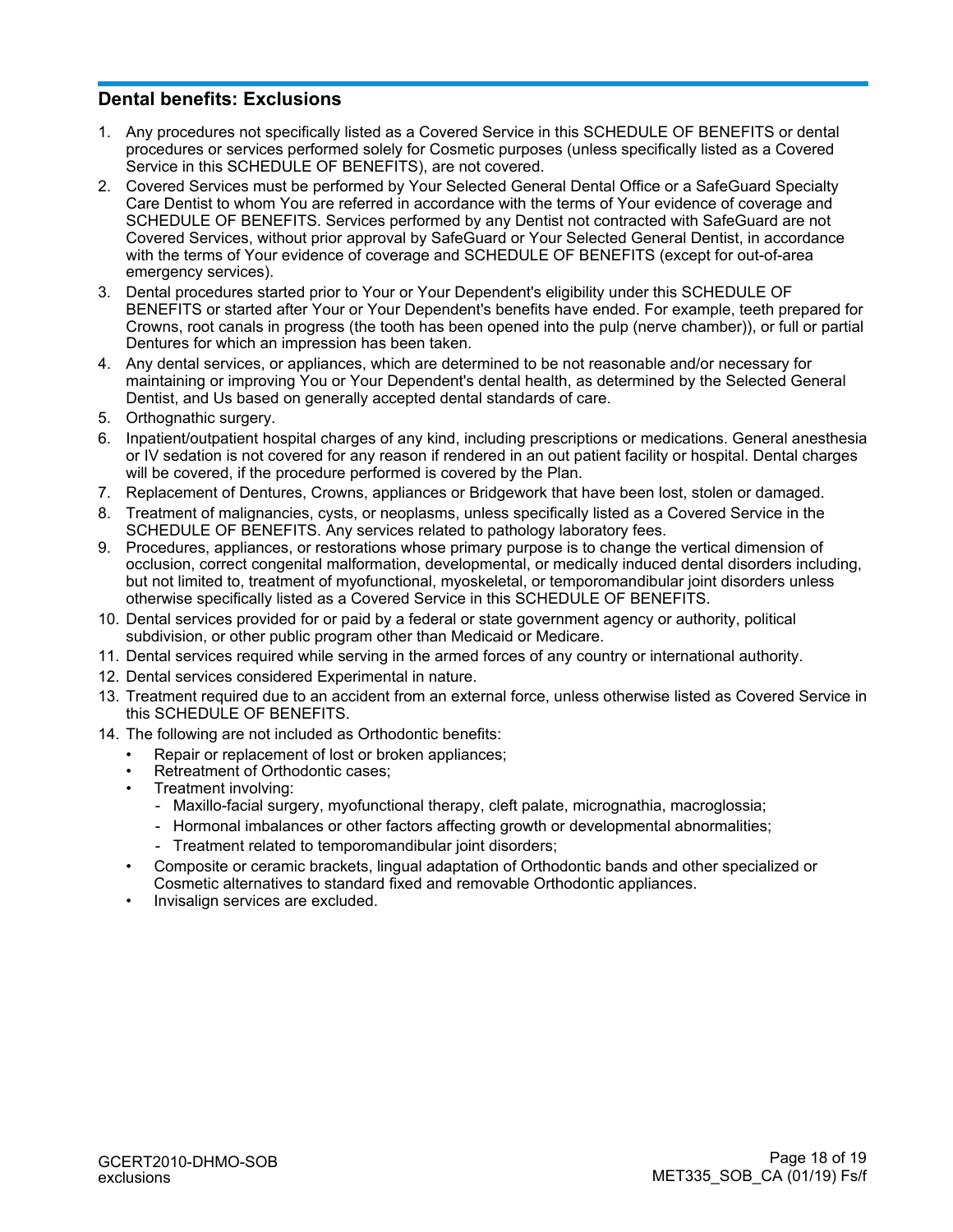## Dental benefits: Exclusions

1. Any procedures not specifically listed as a Covered Service in this SCHEDULE OF BENEFITS or dental procedures or services performed solely for Cosmetic purposes (unless specifically listed as a Covered Service in this SCHEDULE OF BENEFITS), are not covered.
2. Covered Services must be performed by Your Selected General Dental Office or a SafeGuard Specialty Care Dentist to whom You are referred in accordance with the terms of Your evidence of coverage and SCHEDULE OF BENEFITS. Services performed by any Dentist not contracted with SafeGuard are not Covered Services, without prior approval by SafeGuard or Your Selected General Dentist, in accordance with the terms of Your evidence of coverage and SCHEDULE OF BENEFITS (except for out-of-area emergency services).
3. Dental procedures started prior to Your or Your Dependent's eligibility under this SCHEDULE OF BENEFITS or started after Your or Your Dependent's benefits have ended. For example, teeth prepared for Crowns, root canals in progress (the tooth has been opened into the pulp (nerve chamber)), or full or partial Dentures for which an impression has been taken.
4. Any dental services, or appliances, which are determined to be not reasonable and/or necessary for maintaining or improving You or Your Dependent's dental health, as determined by the Selected General Dentist, and Us based on generally accepted dental standards of care.
5. Orthognathic surgery.
6. Inpatient/outpatient hospital charges of any kind, including prescriptions or medications. General anesthesia or IV sedation is not covered for any reason if rendered in an out patient facility or hospital. Dental charges will be covered, if the procedure performed is covered by the Plan.
7. Replacement of Dentures, Crowns, appliances or Bridgework that have been lost, stolen or damaged.
8. Treatment of malignancies, cysts, or neoplasms, unless specifically listed as a Covered Service in the SCHEDULE OF BENEFITS. Any services related to pathology laboratory fees.
9. Procedures, appliances, or restorations whose primary purpose is to change the vertical dimension of occlusion, correct congenital malformation, developmental, or medically induced dental disorders including, but not limited to, treatment of myofunctional, myoskeletal, or temporomandibular joint disorders unless otherwise specifically listed as a Covered Service in this SCHEDULE OF BENEFITS.
10. Dental services provided for or paid by a federal or state government agency or authority, political subdivision, or other public program other than Medicaid or Medicare.
11. Dental services required while serving in the armed forces of any country or international authority.
12. Dental services considered Experimental in nature.
13. Treatment required due to an accident from an external force, unless otherwise listed as Covered Service in this SCHEDULE OF BENEFITS.
14. The following are not included as Orthodontic benefits:
    - Repair or replacement of lost or broken appliances;
    - Retreatment of Orthodontic cases;
    - Treatment involving:
      - Maxillo-facial surgery, myofunctional therapy, cleft palate, micrognathia, macroglossia;
      - Hormonal imbalances or other factors affecting growth or developmental abnormalities;
      - Treatment related to temporomandibular joint disorders;
    - Composite or ceramic brackets, lingual adaptation of Orthodontic bands and other specialized or Cosmetic alternatives to standard fixed and removable Orthodontic appliances.
    - Invisalign services are excluded.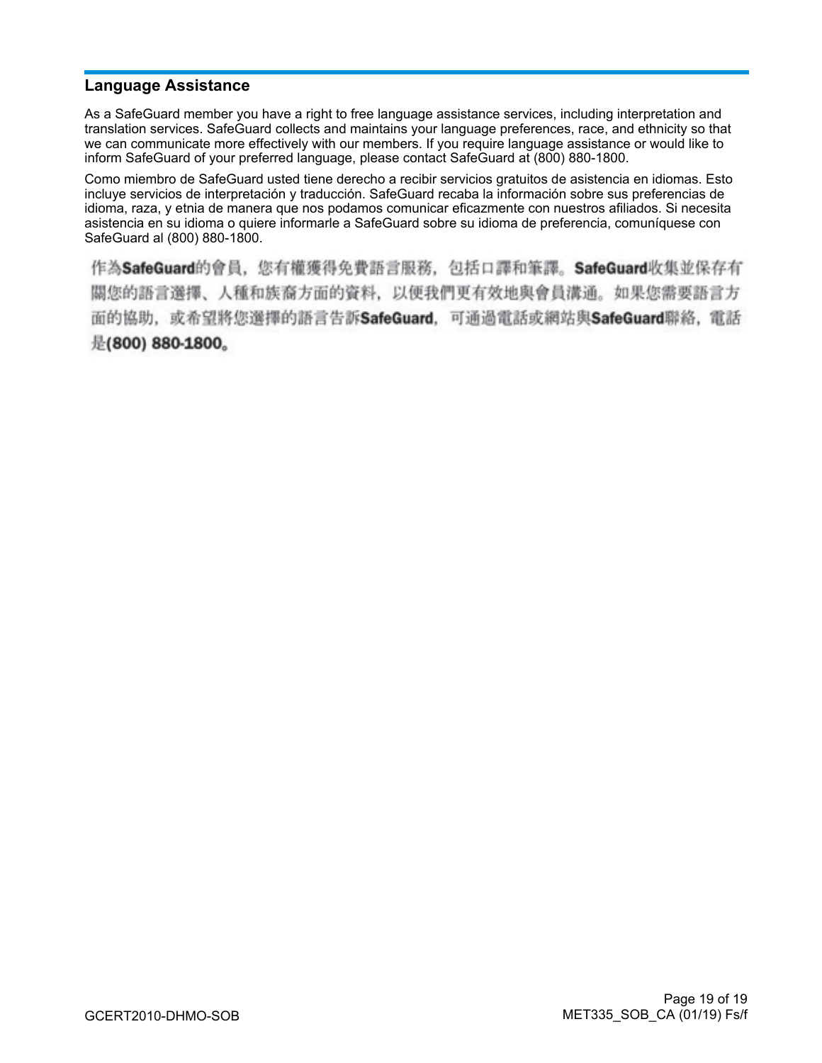## Language Assistance

As a SafeGuard member you have a right to free language assistance services, including interpretation and translation services. SafeGuard collects and maintains your language preferences, race, and ethnicity so that we can communicate more effectively with our members. If you require language assistance or would like to inform SafeGuard of your preferred language, please contact SafeGuard at (800) 880-1800.

Como miembro de SafeGuard usted tiene derecho a recibir servicios gratuitos de asistencia en idiomas. Esto incluye servicios de interpretación y traducción. SafeGuard recaba la información sobre sus preferencias de idioma, raza, y etnia de manera que nos podamos comunicar eficazmente con nuestros afiliados. Si necesita asistencia en su idioma o quiere informarle a SafeGuard sobre su idioma de preferencia, comuníquese con SafeGuard al (800) 880-1800.

作為**SafeGuard**的會員，您有權獲得免費語言服務，包括口譯和筆譯。**SafeGuard**收集並保存有關您的語言選擇、人種和族裔方面的資料，以便我們更有效地與會員溝通。如果您需要語言方面的協助，或希望將您選擇的語言告訴**SafeGuard**，可通過電話或網站與**SafeGuard**聯絡，電話是**(800) 880-1800**。

GCERT2010-DHMO-SOB

MET335_SOB_CA (01/19) Fs/f